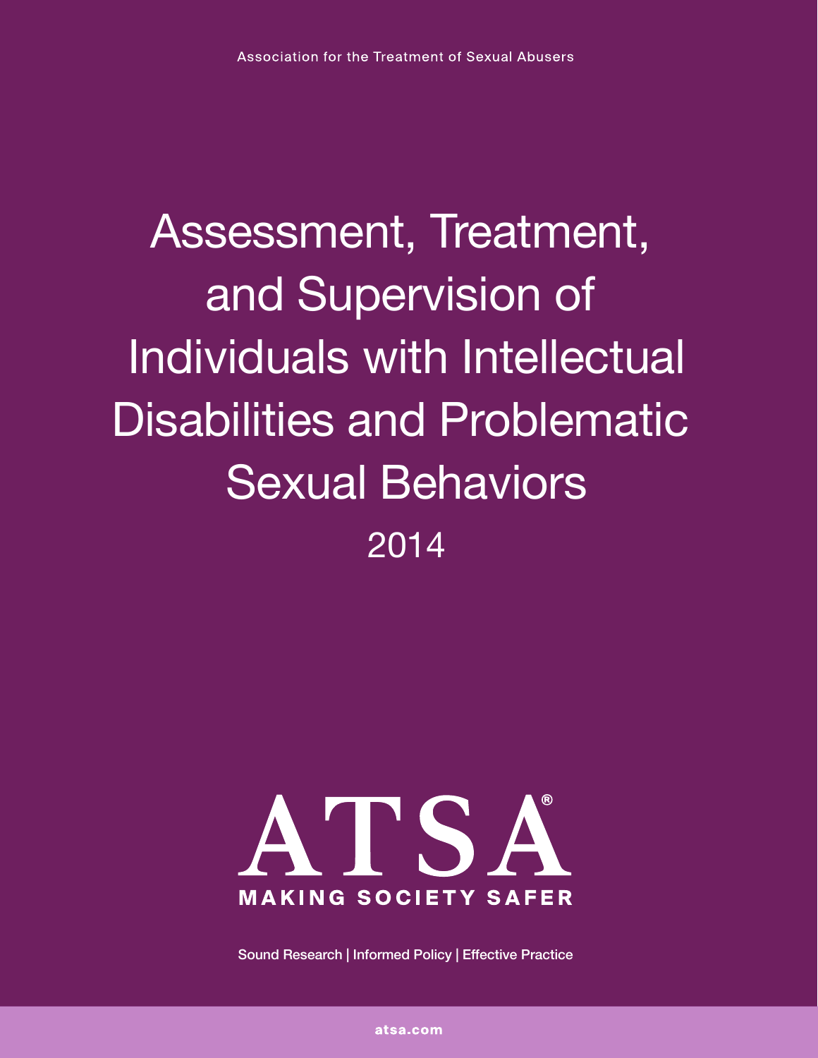Association for the Treatment of Sexual Abusers

# Assessment, Treatment, and Supervision of Individuals with Intellectual Disabilities and Problematic Sexual Behaviors

2014

ATSA®

MAKING SOCIETY SAFER

Sound Research | Informed Policy | Effective Practice

atsa.com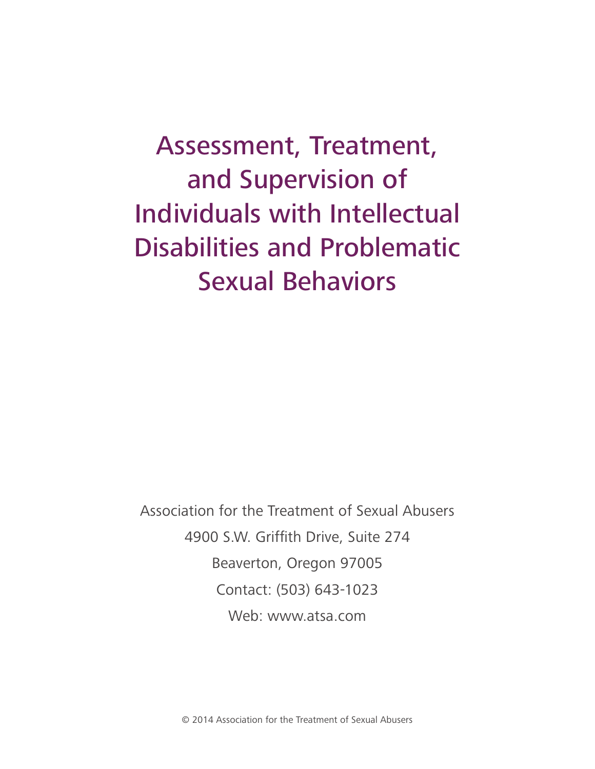# Assessment, Treatment, and Supervision of Individuals with Intellectual Disabilities and Problematic Sexual Behaviors

Association for the Treatment of Sexual Abusers

4900 S.W. Griffith Drive, Suite 274

Beaverton, Oregon 97005

Contact: (503) 643-1023

Web: www.atsa.com

© 2014 Association for the Treatment of Sexual Abusers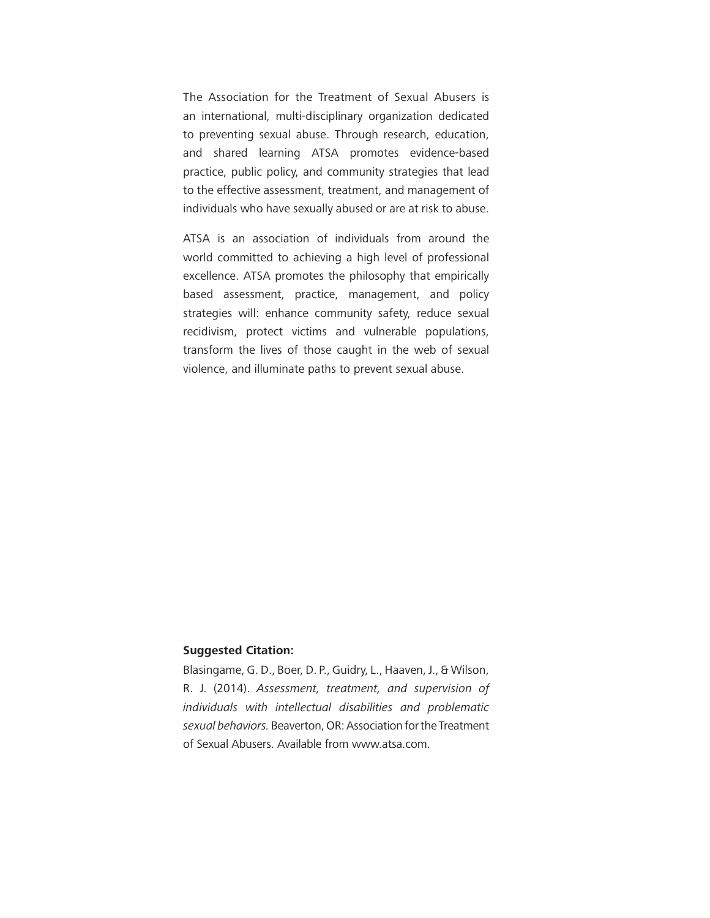The Association for the Treatment of Sexual Abusers is an international, multi-disciplinary organization dedicated to preventing sexual abuse. Through research, education, and shared learning ATSA promotes evidence-based practice, public policy, and community strategies that lead to the effective assessment, treatment, and management of individuals who have sexually abused or are at risk to abuse.

ATSA is an association of individuals from around the world committed to achieving a high level of professional excellence. ATSA promotes the philosophy that empirically based assessment, practice, management, and policy strategies will: enhance community safety, reduce sexual recidivism, protect victims and vulnerable populations, transform the lives of those caught in the web of sexual violence, and illuminate paths to prevent sexual abuse.

**Suggested Citation:**

Blasingame, G. D., Boer, D. P., Guidry, L., Haaven, J., & Wilson, R. J. (2014). *Assessment, treatment, and supervision of individuals with intellectual disabilities and problematic sexual behaviors.* Beaverton, OR: Association for the Treatment of Sexual Abusers. Available from www.atsa.com.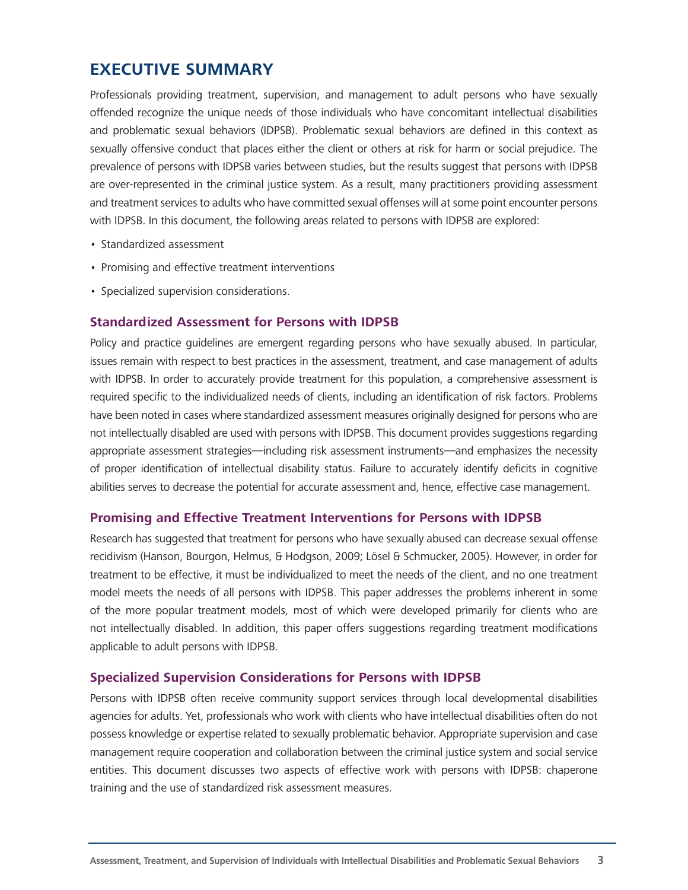# EXECUTIVE SUMMARY

Professionals providing treatment, supervision, and management to adult persons who have sexually offended recognize the unique needs of those individuals who have concomitant intellectual disabilities and problematic sexual behaviors (IDPSB). Problematic sexual behaviors are defined in this context as sexually offensive conduct that places either the client or others at risk for harm or social prejudice. The prevalence of persons with IDPSB varies between studies, but the results suggest that persons with IDPSB are over-represented in the criminal justice system. As a result, many practitioners providing assessment and treatment services to adults who have committed sexual offenses will at some point encounter persons with IDPSB. In this document, the following areas related to persons with IDPSB are explored:

- Standardized assessment
- Promising and effective treatment interventions
- Specialized supervision considerations.

## Standardized Assessment for Persons with IDPSB

Policy and practice guidelines are emergent regarding persons who have sexually abused. In particular, issues remain with respect to best practices in the assessment, treatment, and case management of adults with IDPSB. In order to accurately provide treatment for this population, a comprehensive assessment is required specific to the individualized needs of clients, including an identification of risk factors. Problems have been noted in cases where standardized assessment measures originally designed for persons who are not intellectually disabled are used with persons with IDPSB. This document provides suggestions regarding appropriate assessment strategies—including risk assessment instruments—and emphasizes the necessity of proper identification of intellectual disability status. Failure to accurately identify deficits in cognitive abilities serves to decrease the potential for accurate assessment and, hence, effective case management.

## Promising and Effective Treatment Interventions for Persons with IDPSB

Research has suggested that treatment for persons who have sexually abused can decrease sexual offense recidivism (Hanson, Bourgon, Helmus, & Hodgson, 2009; Lösel & Schmucker, 2005). However, in order for treatment to be effective, it must be individualized to meet the needs of the client, and no one treatment model meets the needs of all persons with IDPSB. This paper addresses the problems inherent in some of the more popular treatment models, most of which were developed primarily for clients who are not intellectually disabled. In addition, this paper offers suggestions regarding treatment modifications applicable to adult persons with IDPSB.

## Specialized Supervision Considerations for Persons with IDPSB

Persons with IDPSB often receive community support services through local developmental disabilities agencies for adults. Yet, professionals who work with clients who have intellectual disabilities often do not possess knowledge or expertise related to sexually problematic behavior. Appropriate supervision and case management require cooperation and collaboration between the criminal justice system and social service entities. This document discusses two aspects of effective work with persons with IDPSB: chaperone training and the use of standardized risk assessment measures.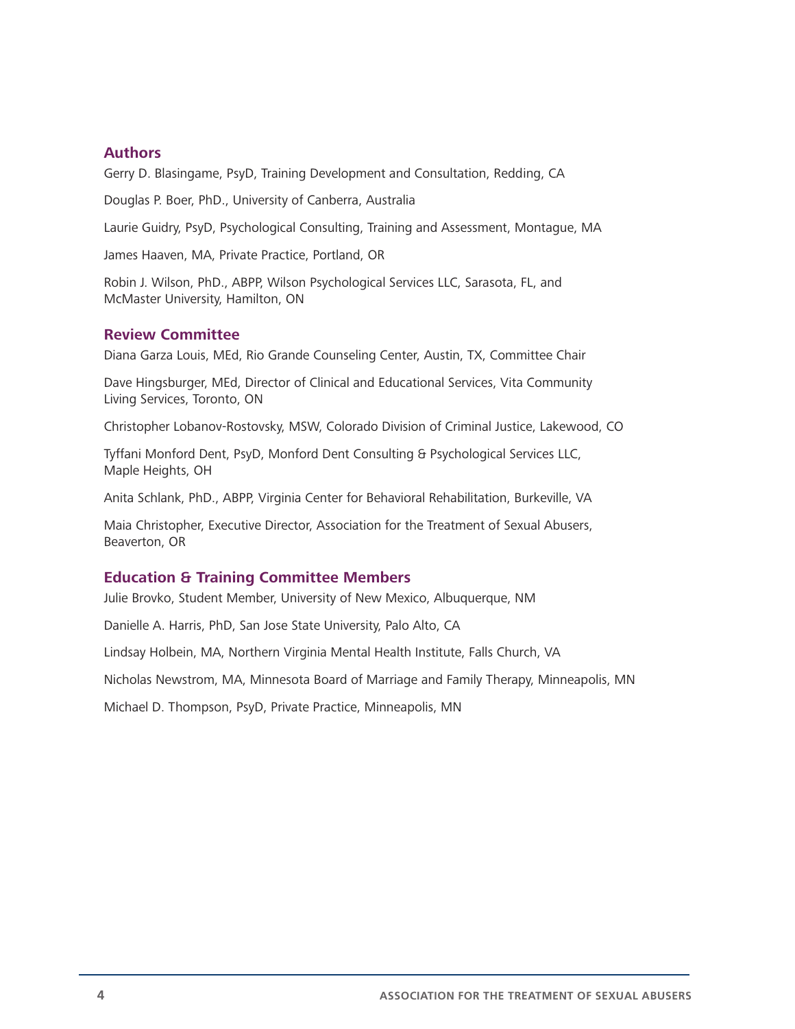## Authors

Gerry D. Blasingame, PsyD, Training Development and Consultation, Redding, CA

Douglas P. Boer, PhD., University of Canberra, Australia

Laurie Guidry, PsyD, Psychological Consulting, Training and Assessment, Montague, MA

James Haaven, MA, Private Practice, Portland, OR

Robin J. Wilson, PhD., ABPP, Wilson Psychological Services LLC, Sarasota, FL, and McMaster University, Hamilton, ON

## Review Committee

Diana Garza Louis, MEd, Rio Grande Counseling Center, Austin, TX, Committee Chair

Dave Hingsburger, MEd, Director of Clinical and Educational Services, Vita Community Living Services, Toronto, ON

Christopher Lobanov-Rostovsky, MSW, Colorado Division of Criminal Justice, Lakewood, CO

Tyffani Monford Dent, PsyD, Monford Dent Consulting & Psychological Services LLC, Maple Heights, OH

Anita Schlank, PhD., ABPP, Virginia Center for Behavioral Rehabilitation, Burkeville, VA

Maia Christopher, Executive Director, Association for the Treatment of Sexual Abusers, Beaverton, OR

## Education & Training Committee Members

Julie Brovko, Student Member, University of New Mexico, Albuquerque, NM

Danielle A. Harris, PhD, San Jose State University, Palo Alto, CA

Lindsay Holbein, MA, Northern Virginia Mental Health Institute, Falls Church, VA

Nicholas Newstrom, MA, Minnesota Board of Marriage and Family Therapy, Minneapolis, MN

Michael D. Thompson, PsyD, Private Practice, Minneapolis, MN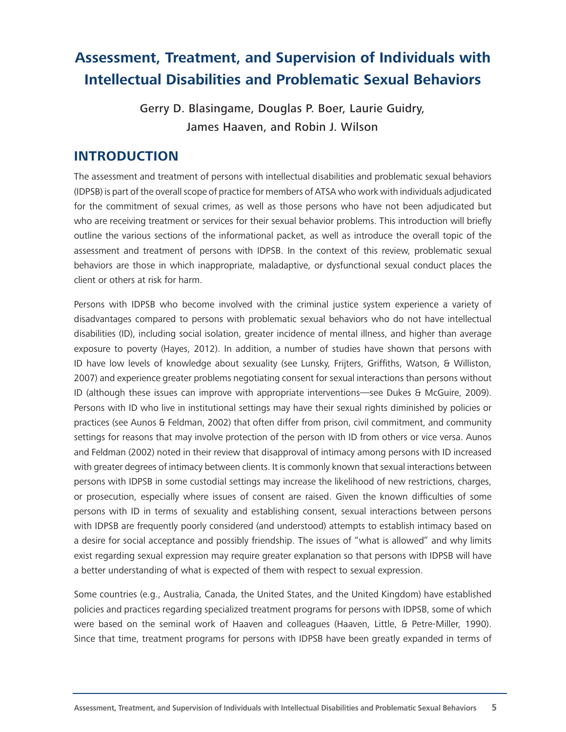# Assessment, Treatment, and Supervision of Individuals with Intellectual Disabilities and Problematic Sexual Behaviors

Gerry D. Blasingame, Douglas P. Boer, Laurie Guidry, James Haaven, and Robin J. Wilson

## INTRODUCTION

The assessment and treatment of persons with intellectual disabilities and problematic sexual behaviors (IDPSB) is part of the overall scope of practice for members of ATSA who work with individuals adjudicated for the commitment of sexual crimes, as well as those persons who have not been adjudicated but who are receiving treatment or services for their sexual behavior problems. This introduction will briefly outline the various sections of the informational packet, as well as introduce the overall topic of the assessment and treatment of persons with IDPSB. In the context of this review, problematic sexual behaviors are those in which inappropriate, maladaptive, or dysfunctional sexual conduct places the client or others at risk for harm.

Persons with IDPSB who become involved with the criminal justice system experience a variety of disadvantages compared to persons with problematic sexual behaviors who do not have intellectual disabilities (ID), including social isolation, greater incidence of mental illness, and higher than average exposure to poverty (Hayes, 2012). In addition, a number of studies have shown that persons with ID have low levels of knowledge about sexuality (see Lunsky, Frijters, Griffiths, Watson, & Williston, 2007) and experience greater problems negotiating consent for sexual interactions than persons without ID (although these issues can improve with appropriate interventions—see Dukes & McGuire, 2009). Persons with ID who live in institutional settings may have their sexual rights diminished by policies or practices (see Aunos & Feldman, 2002) that often differ from prison, civil commitment, and community settings for reasons that may involve protection of the person with ID from others or vice versa. Aunos and Feldman (2002) noted in their review that disapproval of intimacy among persons with ID increased with greater degrees of intimacy between clients. It is commonly known that sexual interactions between persons with IDPSB in some custodial settings may increase the likelihood of new restrictions, charges, or prosecution, especially where issues of consent are raised. Given the known difficulties of some persons with ID in terms of sexuality and establishing consent, sexual interactions between persons with IDPSB are frequently poorly considered (and understood) attempts to establish intimacy based on a desire for social acceptance and possibly friendship. The issues of "what is allowed" and why limits exist regarding sexual expression may require greater explanation so that persons with IDPSB will have a better understanding of what is expected of them with respect to sexual expression.

Some countries (e.g., Australia, Canada, the United States, and the United Kingdom) have established policies and practices regarding specialized treatment programs for persons with IDPSB, some of which were based on the seminal work of Haaven and colleagues (Haaven, Little, & Petre-Miller, 1990). Since that time, treatment programs for persons with IDPSB have been greatly expanded in terms of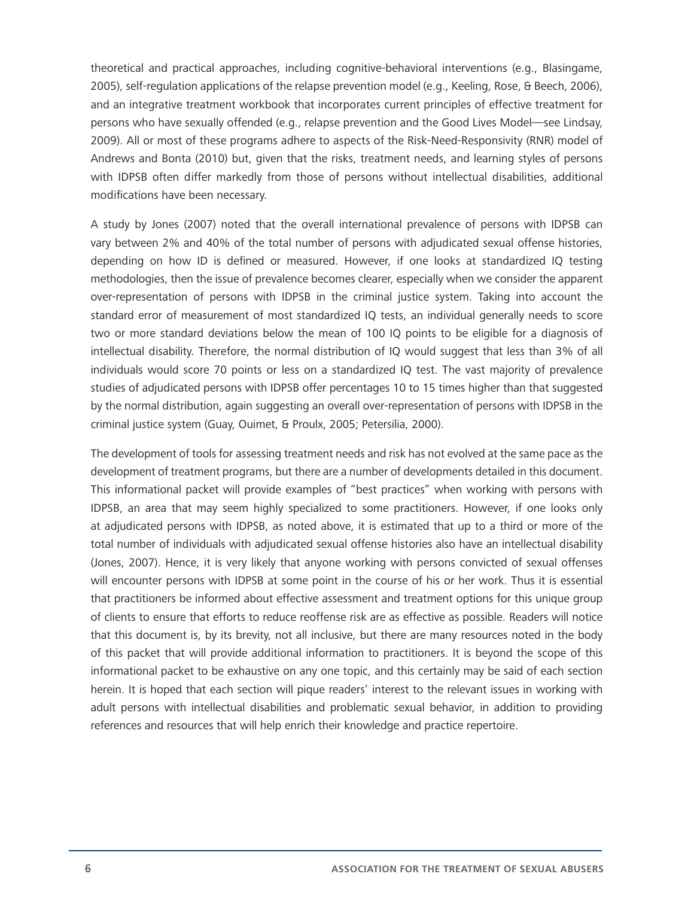theoretical and practical approaches, including cognitive-behavioral interventions (e.g., Blasingame, 2005), self-regulation applications of the relapse prevention model (e.g., Keeling, Rose, & Beech, 2006), and an integrative treatment workbook that incorporates current principles of effective treatment for persons who have sexually offended (e.g., relapse prevention and the Good Lives Model—see Lindsay, 2009). All or most of these programs adhere to aspects of the Risk-Need-Responsivity (RNR) model of Andrews and Bonta (2010) but, given that the risks, treatment needs, and learning styles of persons with IDPSB often differ markedly from those of persons without intellectual disabilities, additional modifications have been necessary.

A study by Jones (2007) noted that the overall international prevalence of persons with IDPSB can vary between 2% and 40% of the total number of persons with adjudicated sexual offense histories, depending on how ID is defined or measured. However, if one looks at standardized IQ testing methodologies, then the issue of prevalence becomes clearer, especially when we consider the apparent over-representation of persons with IDPSB in the criminal justice system. Taking into account the standard error of measurement of most standardized IQ tests, an individual generally needs to score two or more standard deviations below the mean of 100 IQ points to be eligible for a diagnosis of intellectual disability. Therefore, the normal distribution of IQ would suggest that less than 3% of all individuals would score 70 points or less on a standardized IQ test. The vast majority of prevalence studies of adjudicated persons with IDPSB offer percentages 10 to 15 times higher than that suggested by the normal distribution, again suggesting an overall over-representation of persons with IDPSB in the criminal justice system (Guay, Ouimet, & Proulx, 2005; Petersilia, 2000).

The development of tools for assessing treatment needs and risk has not evolved at the same pace as the development of treatment programs, but there are a number of developments detailed in this document. This informational packet will provide examples of "best practices" when working with persons with IDPSB, an area that may seem highly specialized to some practitioners. However, if one looks only at adjudicated persons with IDPSB, as noted above, it is estimated that up to a third or more of the total number of individuals with adjudicated sexual offense histories also have an intellectual disability (Jones, 2007). Hence, it is very likely that anyone working with persons convicted of sexual offenses will encounter persons with IDPSB at some point in the course of his or her work. Thus it is essential that practitioners be informed about effective assessment and treatment options for this unique group of clients to ensure that efforts to reduce reoffense risk are as effective as possible. Readers will notice that this document is, by its brevity, not all inclusive, but there are many resources noted in the body of this packet that will provide additional information to practitioners. It is beyond the scope of this informational packet to be exhaustive on any one topic, and this certainly may be said of each section herein. It is hoped that each section will pique readers' interest to the relevant issues in working with adult persons with intellectual disabilities and problematic sexual behavior, in addition to providing references and resources that will help enrich their knowledge and practice repertoire.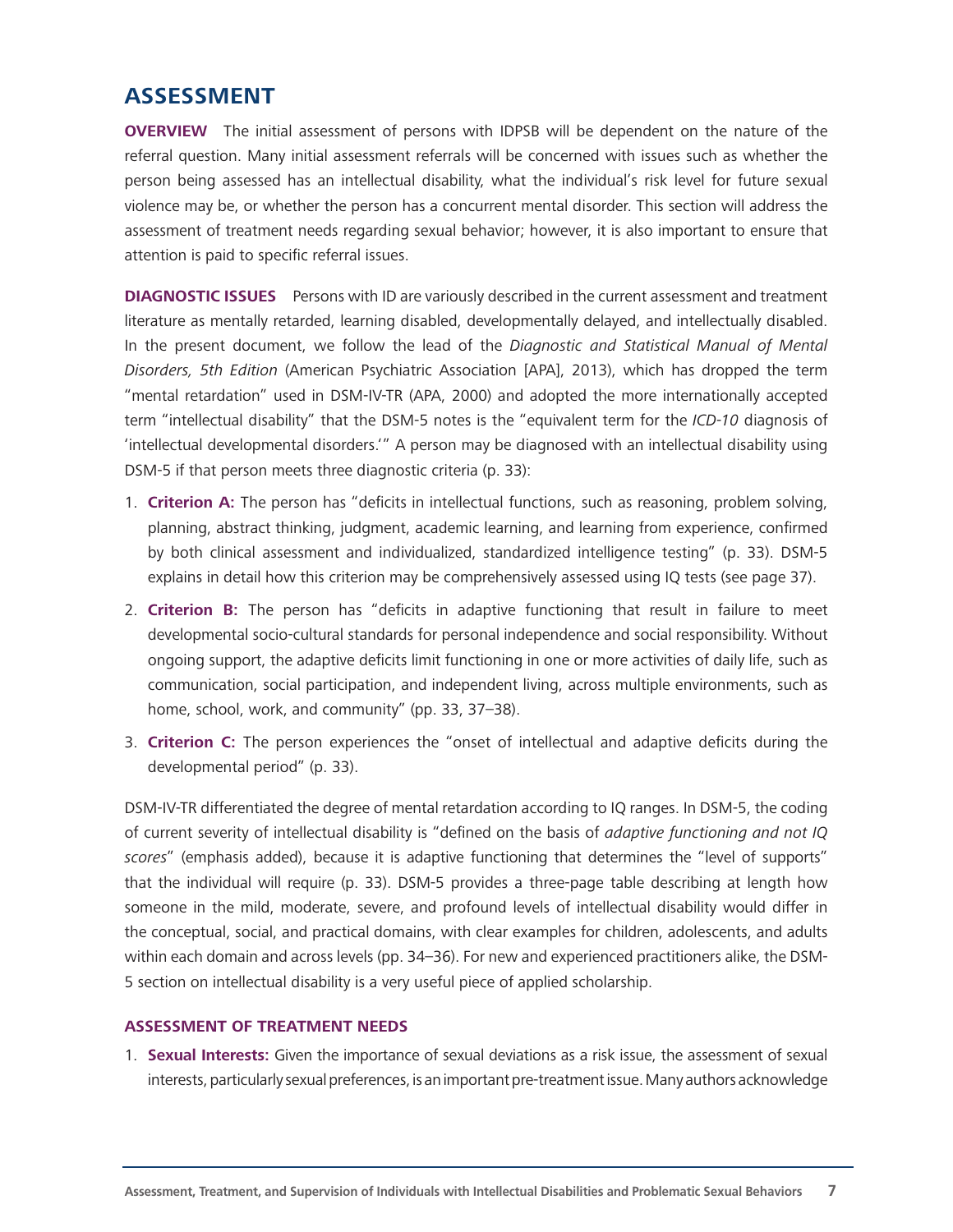## ASSESSMENT

**OVERVIEW** The initial assessment of persons with IDPSB will be dependent on the nature of the referral question. Many initial assessment referrals will be concerned with issues such as whether the person being assessed has an intellectual disability, what the individual's risk level for future sexual violence may be, or whether the person has a concurrent mental disorder. This section will address the assessment of treatment needs regarding sexual behavior; however, it is also important to ensure that attention is paid to specific referral issues.

**DIAGNOSTIC ISSUES** Persons with ID are variously described in the current assessment and treatment literature as mentally retarded, learning disabled, developmentally delayed, and intellectually disabled. In the present document, we follow the lead of the *Diagnostic and Statistical Manual of Mental Disorders, 5th Edition* (American Psychiatric Association [APA], 2013), which has dropped the term "mental retardation" used in DSM-IV-TR (APA, 2000) and adopted the more internationally accepted term "intellectual disability" that the DSM-5 notes is the "equivalent term for the *ICD-10* diagnosis of 'intellectual developmental disorders.'" A person may be diagnosed with an intellectual disability using DSM-5 if that person meets three diagnostic criteria (p. 33):

1. **Criterion A:** The person has "deficits in intellectual functions, such as reasoning, problem solving, planning, abstract thinking, judgment, academic learning, and learning from experience, confirmed by both clinical assessment and individualized, standardized intelligence testing" (p. 33). DSM-5 explains in detail how this criterion may be comprehensively assessed using IQ tests (see page 37).
2. **Criterion B:** The person has "deficits in adaptive functioning that result in failure to meet developmental socio-cultural standards for personal independence and social responsibility. Without ongoing support, the adaptive deficits limit functioning in one or more activities of daily life, such as communication, social participation, and independent living, across multiple environments, such as home, school, work, and community" (pp. 33, 37–38).
3. **Criterion C:** The person experiences the "onset of intellectual and adaptive deficits during the developmental period" (p. 33).

DSM-IV-TR differentiated the degree of mental retardation according to IQ ranges. In DSM-5, the coding of current severity of intellectual disability is "defined on the basis of *adaptive functioning and not IQ scores*" (emphasis added), because it is adaptive functioning that determines the "level of supports" that the individual will require (p. 33). DSM-5 provides a three-page table describing at length how someone in the mild, moderate, severe, and profound levels of intellectual disability would differ in the conceptual, social, and practical domains, with clear examples for children, adolescents, and adults within each domain and across levels (pp. 34–36). For new and experienced practitioners alike, the DSM-5 section on intellectual disability is a very useful piece of applied scholarship.

### ASSESSMENT OF TREATMENT NEEDS

1. **Sexual Interests:** Given the importance of sexual deviations as a risk issue, the assessment of sexual interests, particularly sexual preferences, is an important pre-treatment issue. Many authors acknowledge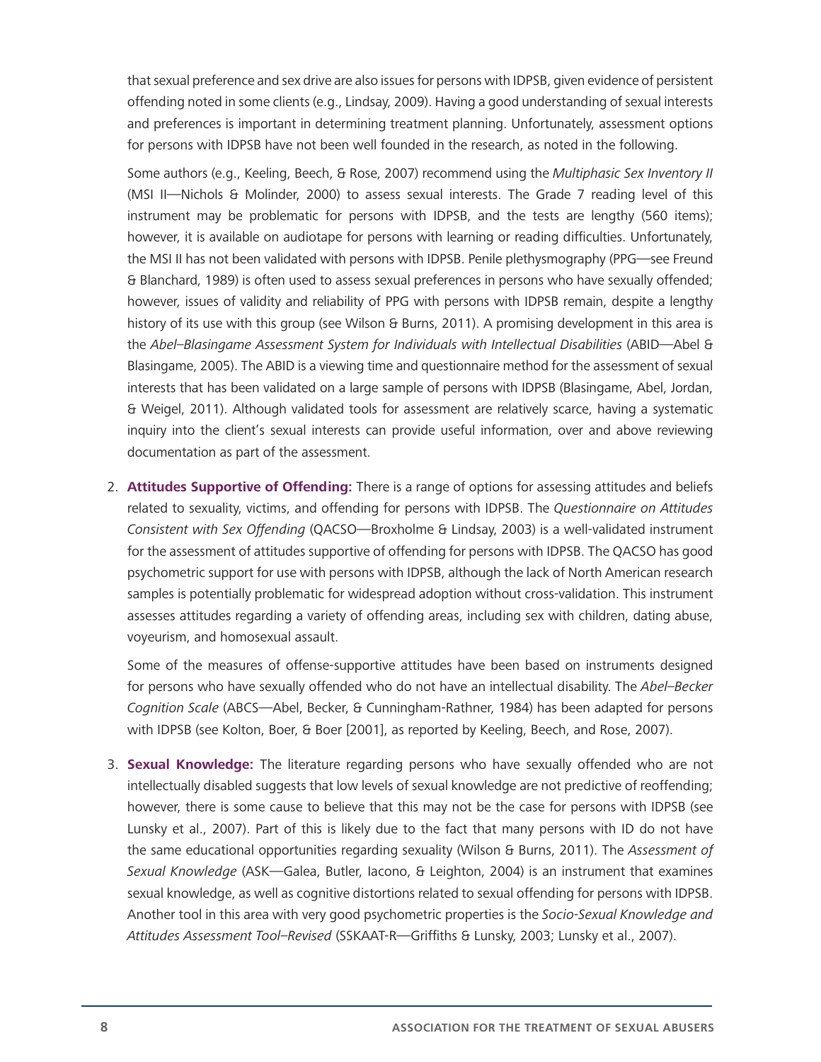that sexual preference and sex drive are also issues for persons with IDPSB, given evidence of persistent offending noted in some clients (e.g., Lindsay, 2009). Having a good understanding of sexual interests and preferences is important in determining treatment planning. Unfortunately, assessment options for persons with IDPSB have not been well founded in the research, as noted in the following.

Some authors (e.g., Keeling, Beech, & Rose, 2007) recommend using the *Multiphasic Sex Inventory II* (MSI II—Nichols & Molinder, 2000) to assess sexual interests. The Grade 7 reading level of this instrument may be problematic for persons with IDPSB, and the tests are lengthy (560 items); however, it is available on audiotape for persons with learning or reading difficulties. Unfortunately, the MSI II has not been validated with persons with IDPSB. Penile plethysmography (PPG—see Freund & Blanchard, 1989) is often used to assess sexual preferences in persons who have sexually offended; however, issues of validity and reliability of PPG with persons with IDPSB remain, despite a lengthy history of its use with this group (see Wilson & Burns, 2011). A promising development in this area is the *Abel–Blasingame Assessment System for Individuals with Intellectual Disabilities* (ABID—Abel & Blasingame, 2005). The ABID is a viewing time and questionnaire method for the assessment of sexual interests that has been validated on a large sample of persons with IDPSB (Blasingame, Abel, Jordan, & Weigel, 2011). Although validated tools for assessment are relatively scarce, having a systematic inquiry into the client's sexual interests can provide useful information, over and above reviewing documentation as part of the assessment.

2. **Attitudes Supportive of Offending:** There is a range of options for assessing attitudes and beliefs related to sexuality, victims, and offending for persons with IDPSB. The *Questionnaire on Attitudes Consistent with Sex Offending* (QACSO—Broxholme & Lindsay, 2003) is a well-validated instrument for the assessment of attitudes supportive of offending for persons with IDPSB. The QACSO has good psychometric support for use with persons with IDPSB, although the lack of North American research samples is potentially problematic for widespread adoption without cross-validation. This instrument assesses attitudes regarding a variety of offending areas, including sex with children, dating abuse, voyeurism, and homosexual assault.

   Some of the measures of offense-supportive attitudes have been based on instruments designed for persons who have sexually offended who do not have an intellectual disability. The *Abel–Becker Cognition Scale* (ABCS—Abel, Becker, & Cunningham-Rathner, 1984) has been adapted for persons with IDPSB (see Kolton, Boer, & Boer [2001], as reported by Keeling, Beech, and Rose, 2007).

3. **Sexual Knowledge:** The literature regarding persons who have sexually offended who are not intellectually disabled suggests that low levels of sexual knowledge are not predictive of reoffending; however, there is some cause to believe that this may not be the case for persons with IDPSB (see Lunsky et al., 2007). Part of this is likely due to the fact that many persons with ID do not have the same educational opportunities regarding sexuality (Wilson & Burns, 2011). The *Assessment of Sexual Knowledge* (ASK—Galea, Butler, Iacono, & Leighton, 2004) is an instrument that examines sexual knowledge, as well as cognitive distortions related to sexual offending for persons with IDPSB. Another tool in this area with very good psychometric properties is the *Socio-Sexual Knowledge and Attitudes Assessment Tool–Revised* (SSKAAT-R—Griffiths & Lunsky, 2003; Lunsky et al., 2007).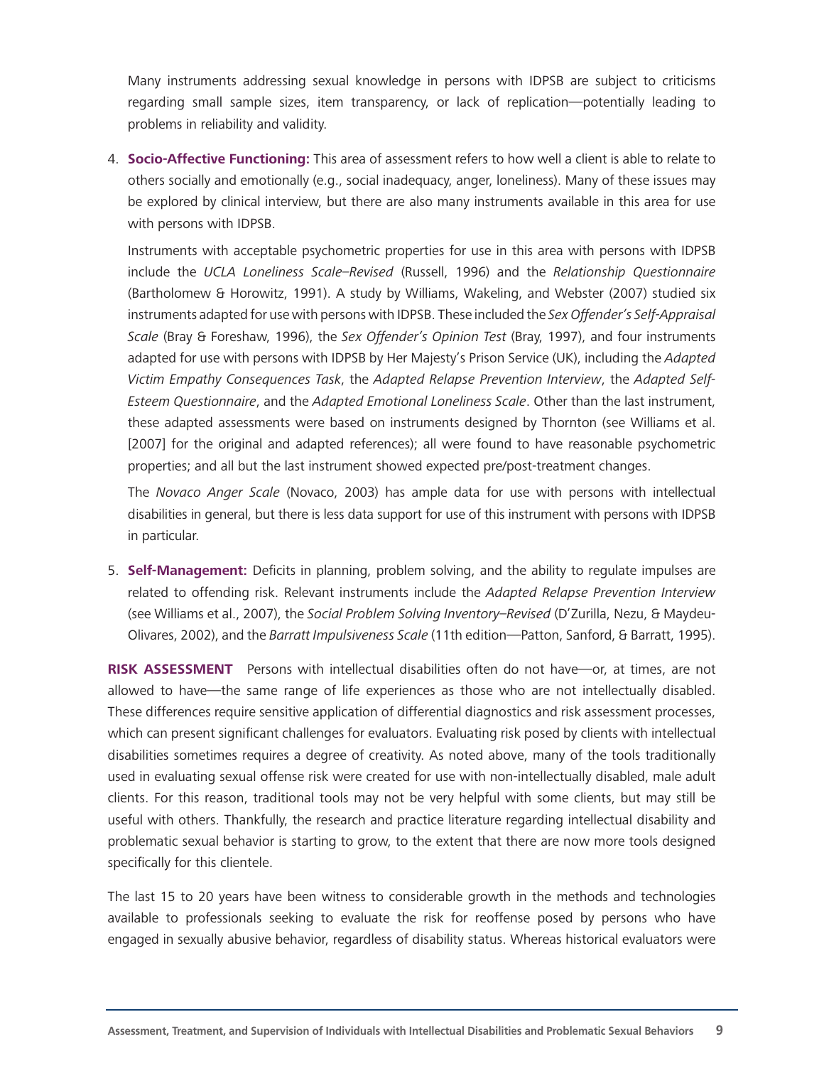Many instruments addressing sexual knowledge in persons with IDPSB are subject to criticisms regarding small sample sizes, item transparency, or lack of replication—potentially leading to problems in reliability and validity.

4. **Socio-Affective Functioning:** This area of assessment refers to how well a client is able to relate to others socially and emotionally (e.g., social inadequacy, anger, loneliness). Many of these issues may be explored by clinical interview, but there are also many instruments available in this area for use with persons with IDPSB.

   Instruments with acceptable psychometric properties for use in this area with persons with IDPSB include the *UCLA Loneliness Scale–Revised* (Russell, 1996) and the *Relationship Questionnaire* (Bartholomew & Horowitz, 1991). A study by Williams, Wakeling, and Webster (2007) studied six instruments adapted for use with persons with IDPSB. These included the *Sex Offender's Self-Appraisal Scale* (Bray & Foreshaw, 1996), the *Sex Offender's Opinion Test* (Bray, 1997), and four instruments adapted for use with persons with IDPSB by Her Majesty's Prison Service (UK), including the *Adapted Victim Empathy Consequences Task*, the *Adapted Relapse Prevention Interview*, the *Adapted Self-Esteem Questionnaire*, and the *Adapted Emotional Loneliness Scale*. Other than the last instrument, these adapted assessments were based on instruments designed by Thornton (see Williams et al. [2007] for the original and adapted references); all were found to have reasonable psychometric properties; and all but the last instrument showed expected pre/post-treatment changes.

   The *Novaco Anger Scale* (Novaco, 2003) has ample data for use with persons with intellectual disabilities in general, but there is less data support for use of this instrument with persons with IDPSB in particular.

5. **Self-Management:** Deficits in planning, problem solving, and the ability to regulate impulses are related to offending risk. Relevant instruments include the *Adapted Relapse Prevention Interview* (see Williams et al., 2007), the *Social Problem Solving Inventory–Revised* (D'Zurilla, Nezu, & Maydeu-Olivares, 2002), and the *Barratt Impulsiveness Scale* (11th edition—Patton, Sanford, & Barratt, 1995).

**RISK ASSESSMENT** Persons with intellectual disabilities often do not have—or, at times, are not allowed to have—the same range of life experiences as those who are not intellectually disabled. These differences require sensitive application of differential diagnostics and risk assessment processes, which can present significant challenges for evaluators. Evaluating risk posed by clients with intellectual disabilities sometimes requires a degree of creativity. As noted above, many of the tools traditionally used in evaluating sexual offense risk were created for use with non-intellectually disabled, male adult clients. For this reason, traditional tools may not be very helpful with some clients, but may still be useful with others. Thankfully, the research and practice literature regarding intellectual disability and problematic sexual behavior is starting to grow, to the extent that there are now more tools designed specifically for this clientele.

The last 15 to 20 years have been witness to considerable growth in the methods and technologies available to professionals seeking to evaluate the risk for reoffense posed by persons who have engaged in sexually abusive behavior, regardless of disability status. Whereas historical evaluators were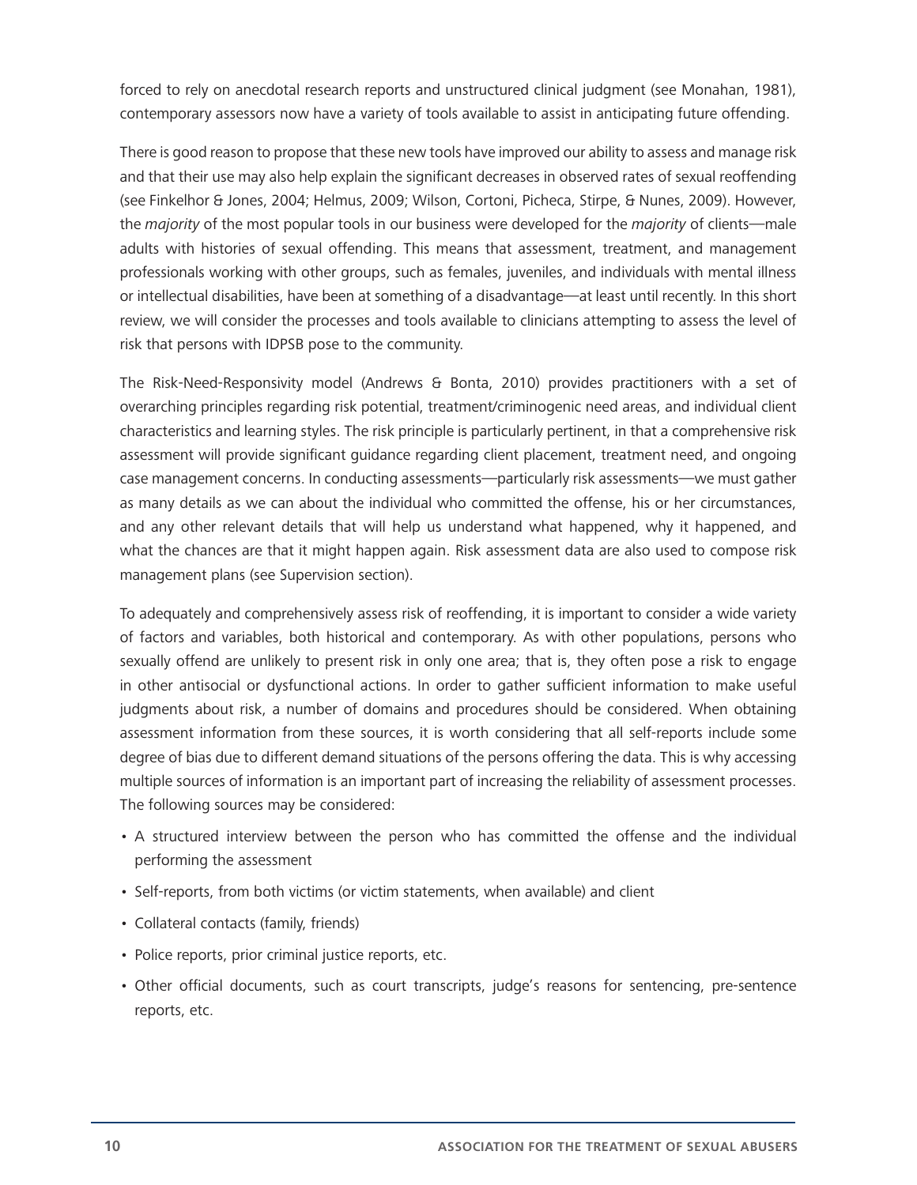forced to rely on anecdotal research reports and unstructured clinical judgment (see Monahan, 1981), contemporary assessors now have a variety of tools available to assist in anticipating future offending.

There is good reason to propose that these new tools have improved our ability to assess and manage risk and that their use may also help explain the significant decreases in observed rates of sexual reoffending (see Finkelhor & Jones, 2004; Helmus, 2009; Wilson, Cortoni, Picheca, Stirpe, & Nunes, 2009). However, the *majority* of the most popular tools in our business were developed for the *majority* of clients—male adults with histories of sexual offending. This means that assessment, treatment, and management professionals working with other groups, such as females, juveniles, and individuals with mental illness or intellectual disabilities, have been at something of a disadvantage—at least until recently. In this short review, we will consider the processes and tools available to clinicians attempting to assess the level of risk that persons with IDPSB pose to the community.

The Risk-Need-Responsivity model (Andrews & Bonta, 2010) provides practitioners with a set of overarching principles regarding risk potential, treatment/criminogenic need areas, and individual client characteristics and learning styles. The risk principle is particularly pertinent, in that a comprehensive risk assessment will provide significant guidance regarding client placement, treatment need, and ongoing case management concerns. In conducting assessments—particularly risk assessments—we must gather as many details as we can about the individual who committed the offense, his or her circumstances, and any other relevant details that will help us understand what happened, why it happened, and what the chances are that it might happen again. Risk assessment data are also used to compose risk management plans (see Supervision section).

To adequately and comprehensively assess risk of reoffending, it is important to consider a wide variety of factors and variables, both historical and contemporary. As with other populations, persons who sexually offend are unlikely to present risk in only one area; that is, they often pose a risk to engage in other antisocial or dysfunctional actions. In order to gather sufficient information to make useful judgments about risk, a number of domains and procedures should be considered. When obtaining assessment information from these sources, it is worth considering that all self-reports include some degree of bias due to different demand situations of the persons offering the data. This is why accessing multiple sources of information is an important part of increasing the reliability of assessment processes. The following sources may be considered:

- A structured interview between the person who has committed the offense and the individual performing the assessment
- Self-reports, from both victims (or victim statements, when available) and client
- Collateral contacts (family, friends)
- Police reports, prior criminal justice reports, etc.
- Other official documents, such as court transcripts, judge's reasons for sentencing, pre-sentence reports, etc.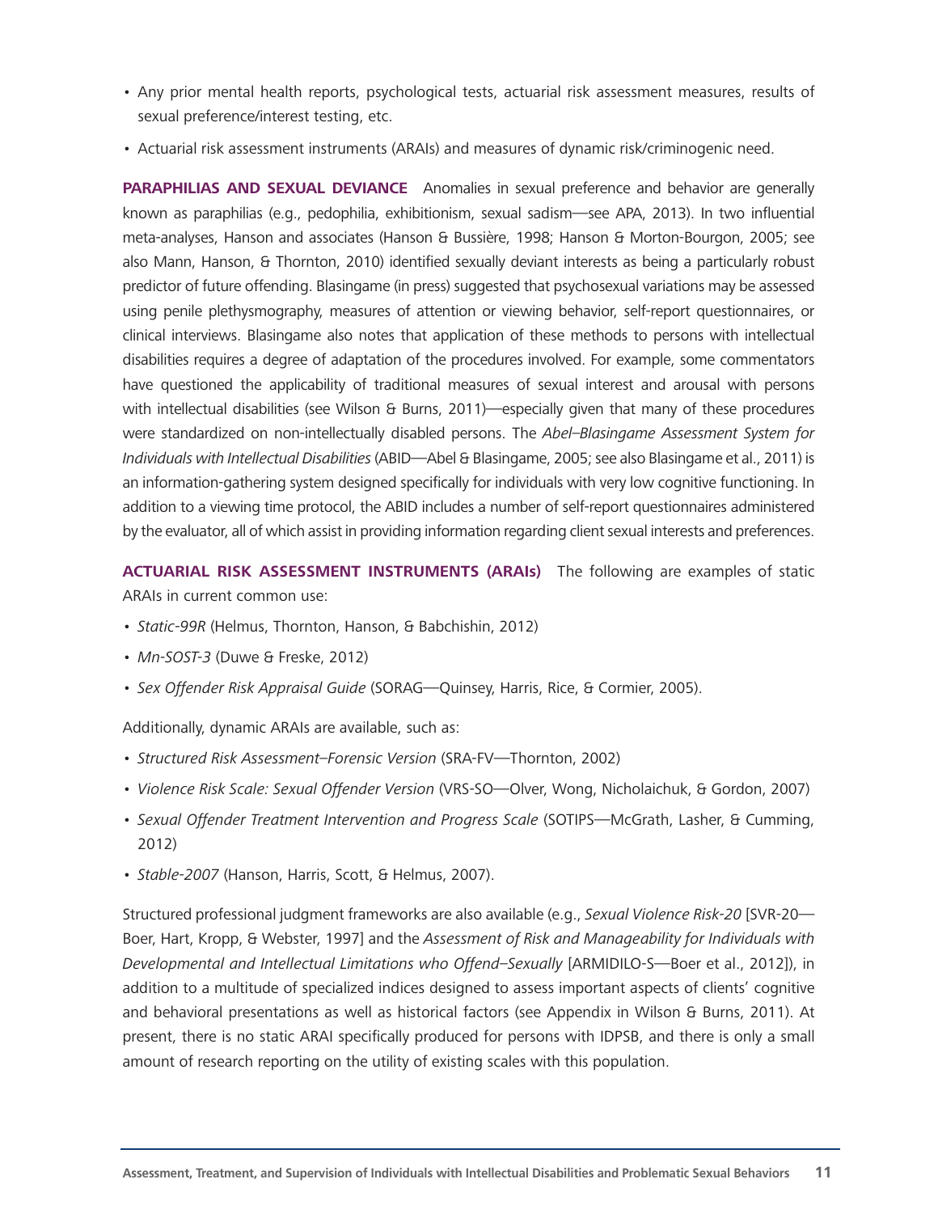- Any prior mental health reports, psychological tests, actuarial risk assessment measures, results of sexual preference/interest testing, etc.
- Actuarial risk assessment instruments (ARAIs) and measures of dynamic risk/criminogenic need.

**PARAPHILIAS AND SEXUAL DEVIANCE** Anomalies in sexual preference and behavior are generally known as paraphilias (e.g., pedophilia, exhibitionism, sexual sadism—see APA, 2013). In two influential meta-analyses, Hanson and associates (Hanson & Bussière, 1998; Hanson & Morton-Bourgon, 2005; see also Mann, Hanson, & Thornton, 2010) identified sexually deviant interests as being a particularly robust predictor of future offending. Blasingame (in press) suggested that psychosexual variations may be assessed using penile plethysmography, measures of attention or viewing behavior, self-report questionnaires, or clinical interviews. Blasingame also notes that application of these methods to persons with intellectual disabilities requires a degree of adaptation of the procedures involved. For example, some commentators have questioned the applicability of traditional measures of sexual interest and arousal with persons with intellectual disabilities (see Wilson & Burns, 2011)—especially given that many of these procedures were standardized on non-intellectually disabled persons. The *Abel–Blasingame Assessment System for Individuals with Intellectual Disabilities* (ABID—Abel & Blasingame, 2005; see also Blasingame et al., 2011) is an information-gathering system designed specifically for individuals with very low cognitive functioning. In addition to a viewing time protocol, the ABID includes a number of self-report questionnaires administered by the evaluator, all of which assist in providing information regarding client sexual interests and preferences.

**ACTUARIAL RISK ASSESSMENT INSTRUMENTS (ARAIs)** The following are examples of static ARAIs in current common use:

- *Static-99R* (Helmus, Thornton, Hanson, & Babchishin, 2012)
- *Mn-SOST-3* (Duwe & Freske, 2012)
- *Sex Offender Risk Appraisal Guide* (SORAG—Quinsey, Harris, Rice, & Cormier, 2005).

Additionally, dynamic ARAIs are available, such as:

- *Structured Risk Assessment–Forensic Version* (SRA-FV—Thornton, 2002)
- *Violence Risk Scale: Sexual Offender Version* (VRS-SO—Olver, Wong, Nicholaichuk, & Gordon, 2007)
- *Sexual Offender Treatment Intervention and Progress Scale* (SOTIPS—McGrath, Lasher, & Cumming, 2012)
- *Stable-2007* (Hanson, Harris, Scott, & Helmus, 2007).

Structured professional judgment frameworks are also available (e.g., *Sexual Violence Risk-20* [SVR-20—Boer, Hart, Kropp, & Webster, 1997] and the *Assessment of Risk and Manageability for Individuals with Developmental and Intellectual Limitations who Offend–Sexually* [ARMIDILO-S—Boer et al., 2012]), in addition to a multitude of specialized indices designed to assess important aspects of clients' cognitive and behavioral presentations as well as historical factors (see Appendix in Wilson & Burns, 2011). At present, there is no static ARAI specifically produced for persons with IDPSB, and there is only a small amount of research reporting on the utility of existing scales with this population.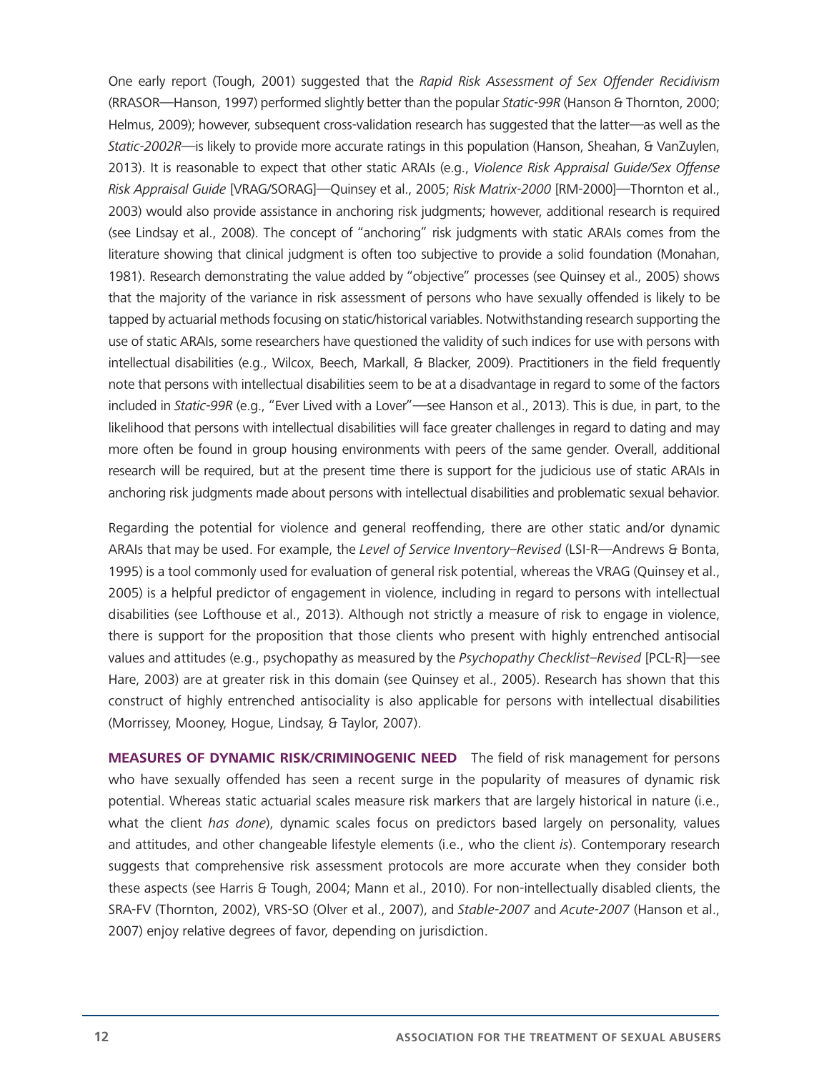One early report (Tough, 2001) suggested that the *Rapid Risk Assessment of Sex Offender Recidivism* (RRASOR—Hanson, 1997) performed slightly better than the popular *Static-99R* (Hanson & Thornton, 2000; Helmus, 2009); however, subsequent cross-validation research has suggested that the latter—as well as the *Static-2002R*—is likely to provide more accurate ratings in this population (Hanson, Sheahan, & VanZuylen, 2013). It is reasonable to expect that other static ARAIs (e.g., *Violence Risk Appraisal Guide/Sex Offense Risk Appraisal Guide* [VRAG/SORAG]—Quinsey et al., 2005; *Risk Matrix-2000* [RM-2000]—Thornton et al., 2003) would also provide assistance in anchoring risk judgments; however, additional research is required (see Lindsay et al., 2008). The concept of "anchoring" risk judgments with static ARAIs comes from the literature showing that clinical judgment is often too subjective to provide a solid foundation (Monahan, 1981). Research demonstrating the value added by "objective" processes (see Quinsey et al., 2005) shows that the majority of the variance in risk assessment of persons who have sexually offended is likely to be tapped by actuarial methods focusing on static/historical variables. Notwithstanding research supporting the use of static ARAIs, some researchers have questioned the validity of such indices for use with persons with intellectual disabilities (e.g., Wilcox, Beech, Markall, & Blacker, 2009). Practitioners in the field frequently note that persons with intellectual disabilities seem to be at a disadvantage in regard to some of the factors included in *Static-99R* (e.g., "Ever Lived with a Lover"—see Hanson et al., 2013). This is due, in part, to the likelihood that persons with intellectual disabilities will face greater challenges in regard to dating and may more often be found in group housing environments with peers of the same gender. Overall, additional research will be required, but at the present time there is support for the judicious use of static ARAIs in anchoring risk judgments made about persons with intellectual disabilities and problematic sexual behavior.

Regarding the potential for violence and general reoffending, there are other static and/or dynamic ARAIs that may be used. For example, the *Level of Service Inventory–Revised* (LSI-R—Andrews & Bonta, 1995) is a tool commonly used for evaluation of general risk potential, whereas the VRAG (Quinsey et al., 2005) is a helpful predictor of engagement in violence, including in regard to persons with intellectual disabilities (see Lofthouse et al., 2013). Although not strictly a measure of risk to engage in violence, there is support for the proposition that those clients who present with highly entrenched antisocial values and attitudes (e.g., psychopathy as measured by the *Psychopathy Checklist–Revised* [PCL-R]—see Hare, 2003) are at greater risk in this domain (see Quinsey et al., 2005). Research has shown that this construct of highly entrenched antisociality is also applicable for persons with intellectual disabilities (Morrissey, Mooney, Hogue, Lindsay, & Taylor, 2007).

**MEASURES OF DYNAMIC RISK/CRIMINOGENIC NEED** The field of risk management for persons who have sexually offended has seen a recent surge in the popularity of measures of dynamic risk potential. Whereas static actuarial scales measure risk markers that are largely historical in nature (i.e., what the client *has done*), dynamic scales focus on predictors based largely on personality, values and attitudes, and other changeable lifestyle elements (i.e., who the client *is*). Contemporary research suggests that comprehensive risk assessment protocols are more accurate when they consider both these aspects (see Harris & Tough, 2004; Mann et al., 2010). For non-intellectually disabled clients, the SRA-FV (Thornton, 2002), VRS-SO (Olver et al., 2007), and *Stable-2007* and *Acute-2007* (Hanson et al., 2007) enjoy relative degrees of favor, depending on jurisdiction.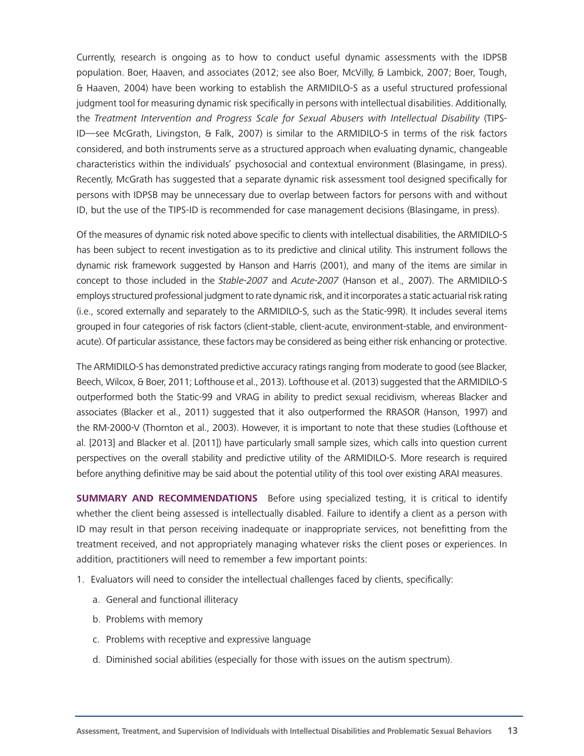Currently, research is ongoing as to how to conduct useful dynamic assessments with the IDPSB population. Boer, Haaven, and associates (2012; see also Boer, McVilly, & Lambick, 2007; Boer, Tough, & Haaven, 2004) have been working to establish the ARMIDILO-S as a useful structured professional judgment tool for measuring dynamic risk specifically in persons with intellectual disabilities. Additionally, the *Treatment Intervention and Progress Scale for Sexual Abusers with Intellectual Disability* (TIPS-ID—see McGrath, Livingston, & Falk, 2007) is similar to the ARMIDILO-S in terms of the risk factors considered, and both instruments serve as a structured approach when evaluating dynamic, changeable characteristics within the individuals' psychosocial and contextual environment (Blasingame, in press). Recently, McGrath has suggested that a separate dynamic risk assessment tool designed specifically for persons with IDPSB may be unnecessary due to overlap between factors for persons with and without ID, but the use of the TIPS-ID is recommended for case management decisions (Blasingame, in press).

Of the measures of dynamic risk noted above specific to clients with intellectual disabilities, the ARMIDILO-S has been subject to recent investigation as to its predictive and clinical utility. This instrument follows the dynamic risk framework suggested by Hanson and Harris (2001), and many of the items are similar in concept to those included in the *Stable-2007* and *Acute-2007* (Hanson et al., 2007). The ARMIDILO-S employs structured professional judgment to rate dynamic risk, and it incorporates a static actuarial risk rating (i.e., scored externally and separately to the ARMIDILO-S, such as the Static-99R). It includes several items grouped in four categories of risk factors (client-stable, client-acute, environment-stable, and environment-acute). Of particular assistance, these factors may be considered as being either risk enhancing or protective.

The ARMIDILO-S has demonstrated predictive accuracy ratings ranging from moderate to good (see Blacker, Beech, Wilcox, & Boer, 2011; Lofthouse et al., 2013). Lofthouse et al. (2013) suggested that the ARMIDILO-S outperformed both the Static-99 and VRAG in ability to predict sexual recidivism, whereas Blacker and associates (Blacker et al., 2011) suggested that it also outperformed the RRASOR (Hanson, 1997) and the RM-2000-V (Thornton et al., 2003). However, it is important to note that these studies (Lofthouse et al. [2013] and Blacker et al. [2011]) have particularly small sample sizes, which calls into question current perspectives on the overall stability and predictive utility of the ARMIDILO-S. More research is required before anything definitive may be said about the potential utility of this tool over existing ARAI measures.

**SUMMARY AND RECOMMENDATIONS** Before using specialized testing, it is critical to identify whether the client being assessed is intellectually disabled. Failure to identify a client as a person with ID may result in that person receiving inadequate or inappropriate services, not benefitting from the treatment received, and not appropriately managing whatever risks the client poses or experiences. In addition, practitioners will need to remember a few important points:

1. Evaluators will need to consider the intellectual challenges faced by clients, specifically:
   a. General and functional illiteracy
   b. Problems with memory
   c. Problems with receptive and expressive language
   d. Diminished social abilities (especially for those with issues on the autism spectrum).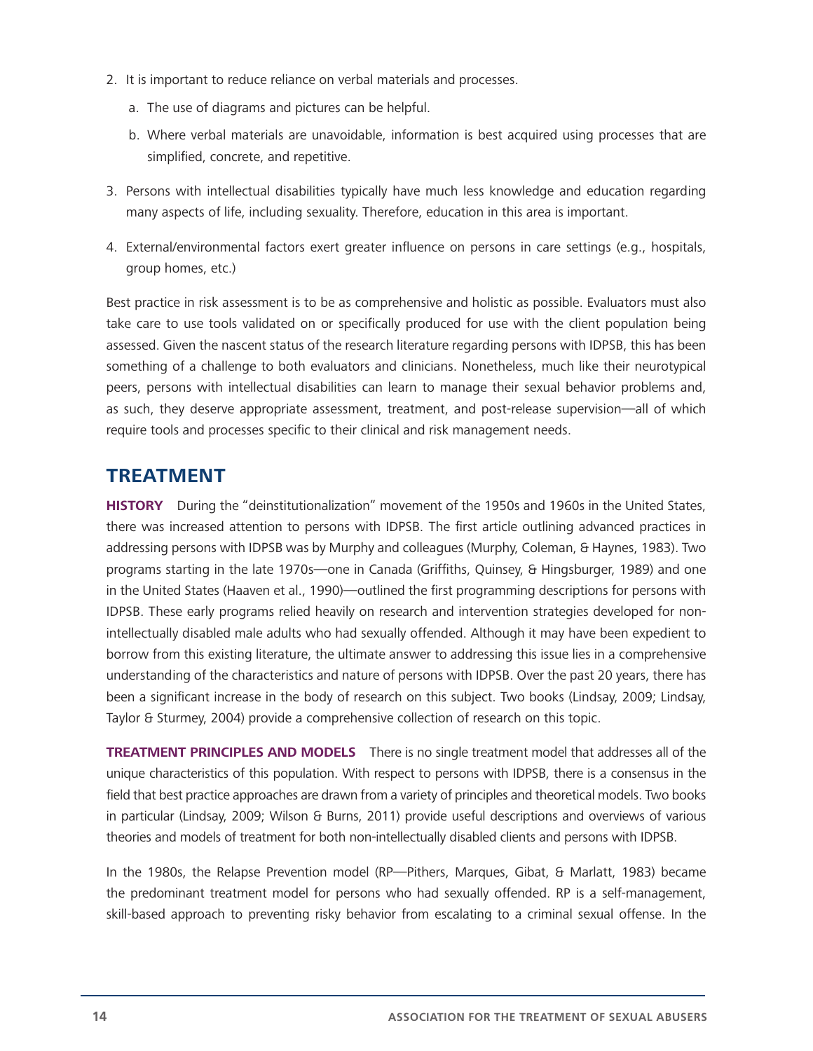2. It is important to reduce reliance on verbal materials and processes.
   a. The use of diagrams and pictures can be helpful.
   b. Where verbal materials are unavoidable, information is best acquired using processes that are simplified, concrete, and repetitive.
3. Persons with intellectual disabilities typically have much less knowledge and education regarding many aspects of life, including sexuality. Therefore, education in this area is important.
4. External/environmental factors exert greater influence on persons in care settings (e.g., hospitals, group homes, etc.)

Best practice in risk assessment is to be as comprehensive and holistic as possible. Evaluators must also take care to use tools validated on or specifically produced for use with the client population being assessed. Given the nascent status of the research literature regarding persons with IDPSB, this has been something of a challenge to both evaluators and clinicians. Nonetheless, much like their neurotypical peers, persons with intellectual disabilities can learn to manage their sexual behavior problems and, as such, they deserve appropriate assessment, treatment, and post-release supervision—all of which require tools and processes specific to their clinical and risk management needs.

## TREATMENT

**HISTORY** During the "deinstitutionalization" movement of the 1950s and 1960s in the United States, there was increased attention to persons with IDPSB. The first article outlining advanced practices in addressing persons with IDPSB was by Murphy and colleagues (Murphy, Coleman, & Haynes, 1983). Two programs starting in the late 1970s—one in Canada (Griffiths, Quinsey, & Hingsburger, 1989) and one in the United States (Haaven et al., 1990)—outlined the first programming descriptions for persons with IDPSB. These early programs relied heavily on research and intervention strategies developed for non-intellectually disabled male adults who had sexually offended. Although it may have been expedient to borrow from this existing literature, the ultimate answer to addressing this issue lies in a comprehensive understanding of the characteristics and nature of persons with IDPSB. Over the past 20 years, there has been a significant increase in the body of research on this subject. Two books (Lindsay, 2009; Lindsay, Taylor & Sturmey, 2004) provide a comprehensive collection of research on this topic.

**TREATMENT PRINCIPLES AND MODELS** There is no single treatment model that addresses all of the unique characteristics of this population. With respect to persons with IDPSB, there is a consensus in the field that best practice approaches are drawn from a variety of principles and theoretical models. Two books in particular (Lindsay, 2009; Wilson & Burns, 2011) provide useful descriptions and overviews of various theories and models of treatment for both non-intellectually disabled clients and persons with IDPSB.

In the 1980s, the Relapse Prevention model (RP—Pithers, Marques, Gibat, & Marlatt, 1983) became the predominant treatment model for persons who had sexually offended. RP is a self-management, skill-based approach to preventing risky behavior from escalating to a criminal sexual offense. In the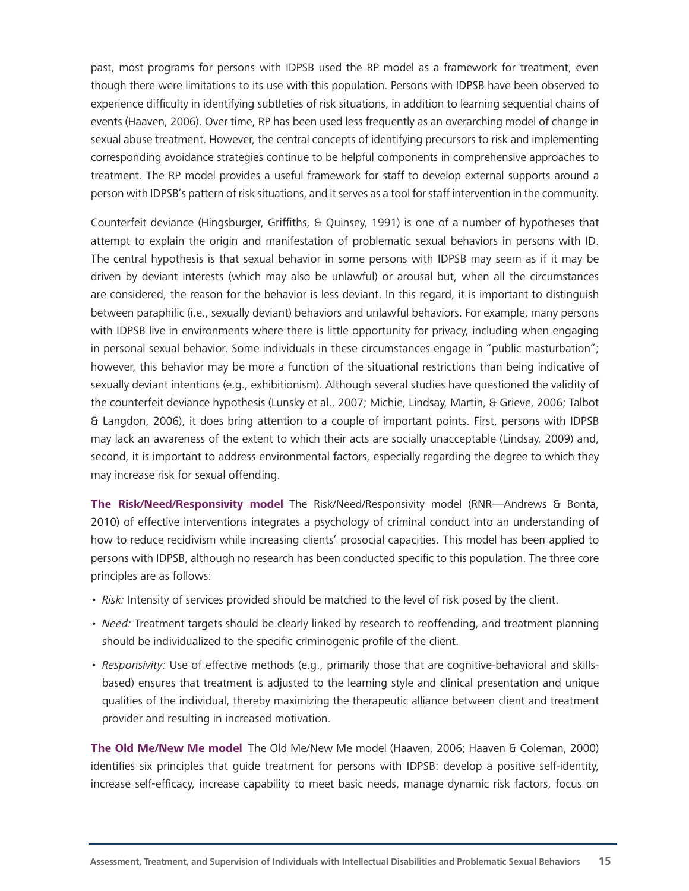past, most programs for persons with IDPSB used the RP model as a framework for treatment, even though there were limitations to its use with this population. Persons with IDPSB have been observed to experience difficulty in identifying subtleties of risk situations, in addition to learning sequential chains of events (Haaven, 2006). Over time, RP has been used less frequently as an overarching model of change in sexual abuse treatment. However, the central concepts of identifying precursors to risk and implementing corresponding avoidance strategies continue to be helpful components in comprehensive approaches to treatment. The RP model provides a useful framework for staff to develop external supports around a person with IDPSB's pattern of risk situations, and it serves as a tool for staff intervention in the community.

Counterfeit deviance (Hingsburger, Griffiths, & Quinsey, 1991) is one of a number of hypotheses that attempt to explain the origin and manifestation of problematic sexual behaviors in persons with ID. The central hypothesis is that sexual behavior in some persons with IDPSB may seem as if it may be driven by deviant interests (which may also be unlawful) or arousal but, when all the circumstances are considered, the reason for the behavior is less deviant. In this regard, it is important to distinguish between paraphilic (i.e., sexually deviant) behaviors and unlawful behaviors. For example, many persons with IDPSB live in environments where there is little opportunity for privacy, including when engaging in personal sexual behavior. Some individuals in these circumstances engage in "public masturbation"; however, this behavior may be more a function of the situational restrictions than being indicative of sexually deviant intentions (e.g., exhibitionism). Although several studies have questioned the validity of the counterfeit deviance hypothesis (Lunsky et al., 2007; Michie, Lindsay, Martin, & Grieve, 2006; Talbot & Langdon, 2006), it does bring attention to a couple of important points. First, persons with IDPSB may lack an awareness of the extent to which their acts are socially unacceptable (Lindsay, 2009) and, second, it is important to address environmental factors, especially regarding the degree to which they may increase risk for sexual offending.

**The Risk/Need/Responsivity model** The Risk/Need/Responsivity model (RNR—Andrews & Bonta, 2010) of effective interventions integrates a psychology of criminal conduct into an understanding of how to reduce recidivism while increasing clients' prosocial capacities. This model has been applied to persons with IDPSB, although no research has been conducted specific to this population. The three core principles are as follows:

- *Risk:* Intensity of services provided should be matched to the level of risk posed by the client.
- *Need:* Treatment targets should be clearly linked by research to reoffending, and treatment planning should be individualized to the specific criminogenic profile of the client.
- *Responsivity:* Use of effective methods (e.g., primarily those that are cognitive-behavioral and skills-based) ensures that treatment is adjusted to the learning style and clinical presentation and unique qualities of the individual, thereby maximizing the therapeutic alliance between client and treatment provider and resulting in increased motivation.

**The Old Me/New Me model** The Old Me/New Me model (Haaven, 2006; Haaven & Coleman, 2000) identifies six principles that guide treatment for persons with IDPSB: develop a positive self-identity, increase self-efficacy, increase capability to meet basic needs, manage dynamic risk factors, focus on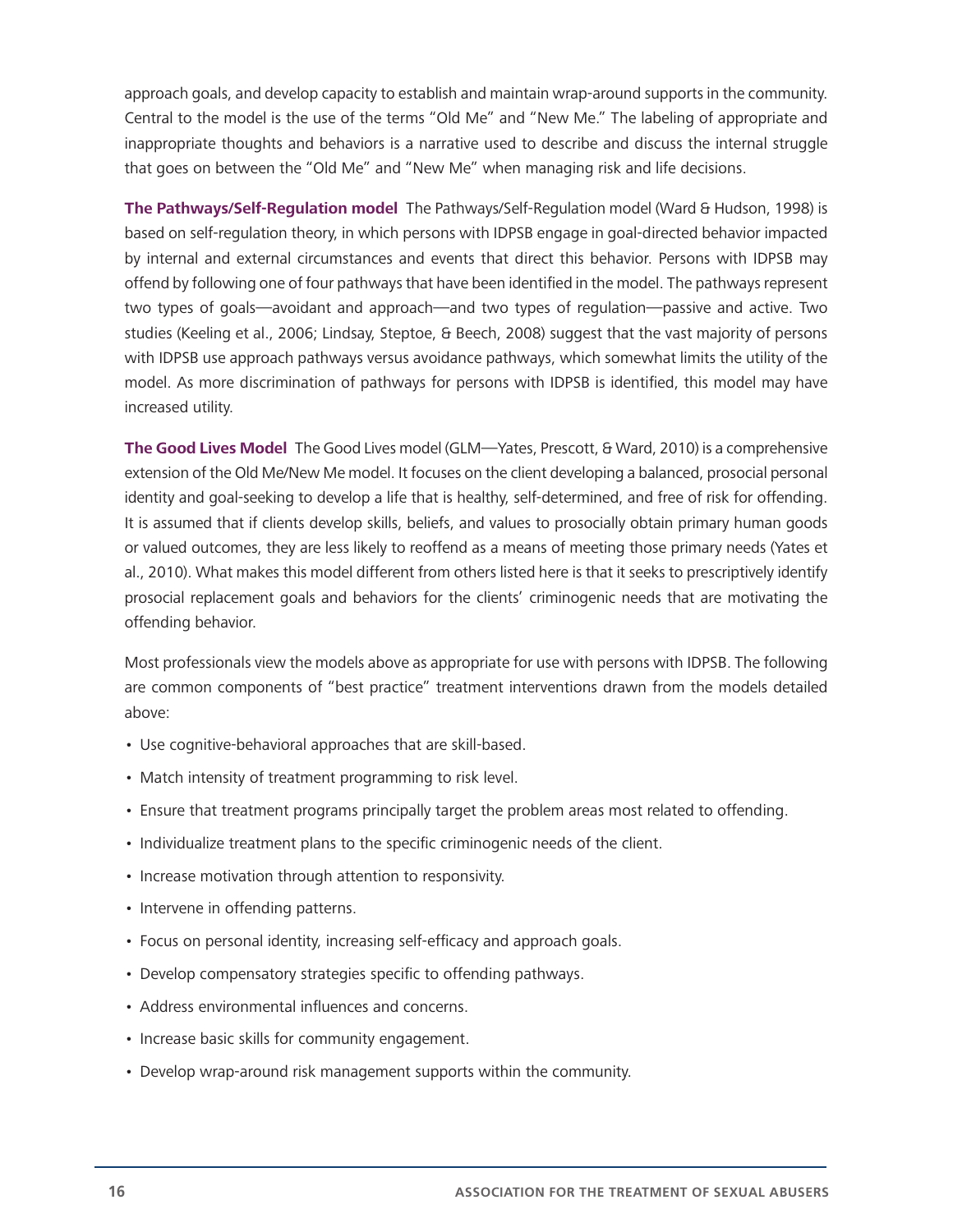approach goals, and develop capacity to establish and maintain wrap-around supports in the community. Central to the model is the use of the terms "Old Me" and "New Me." The labeling of appropriate and inappropriate thoughts and behaviors is a narrative used to describe and discuss the internal struggle that goes on between the "Old Me" and "New Me" when managing risk and life decisions.

**The Pathways/Self-Regulation model** The Pathways/Self-Regulation model (Ward & Hudson, 1998) is based on self-regulation theory, in which persons with IDPSB engage in goal-directed behavior impacted by internal and external circumstances and events that direct this behavior. Persons with IDPSB may offend by following one of four pathways that have been identified in the model. The pathways represent two types of goals—avoidant and approach—and two types of regulation—passive and active. Two studies (Keeling et al., 2006; Lindsay, Steptoe, & Beech, 2008) suggest that the vast majority of persons with IDPSB use approach pathways versus avoidance pathways, which somewhat limits the utility of the model. As more discrimination of pathways for persons with IDPSB is identified, this model may have increased utility.

**The Good Lives Model** The Good Lives model (GLM—Yates, Prescott, & Ward, 2010) is a comprehensive extension of the Old Me/New Me model. It focuses on the client developing a balanced, prosocial personal identity and goal-seeking to develop a life that is healthy, self-determined, and free of risk for offending. It is assumed that if clients develop skills, beliefs, and values to prosocially obtain primary human goods or valued outcomes, they are less likely to reoffend as a means of meeting those primary needs (Yates et al., 2010). What makes this model different from others listed here is that it seeks to prescriptively identify prosocial replacement goals and behaviors for the clients' criminogenic needs that are motivating the offending behavior.

Most professionals view the models above as appropriate for use with persons with IDPSB. The following are common components of "best practice" treatment interventions drawn from the models detailed above:

- Use cognitive-behavioral approaches that are skill-based.
- Match intensity of treatment programming to risk level.
- Ensure that treatment programs principally target the problem areas most related to offending.
- Individualize treatment plans to the specific criminogenic needs of the client.
- Increase motivation through attention to responsivity.
- Intervene in offending patterns.
- Focus on personal identity, increasing self-efficacy and approach goals.
- Develop compensatory strategies specific to offending pathways.
- Address environmental influences and concerns.
- Increase basic skills for community engagement.
- Develop wrap-around risk management supports within the community.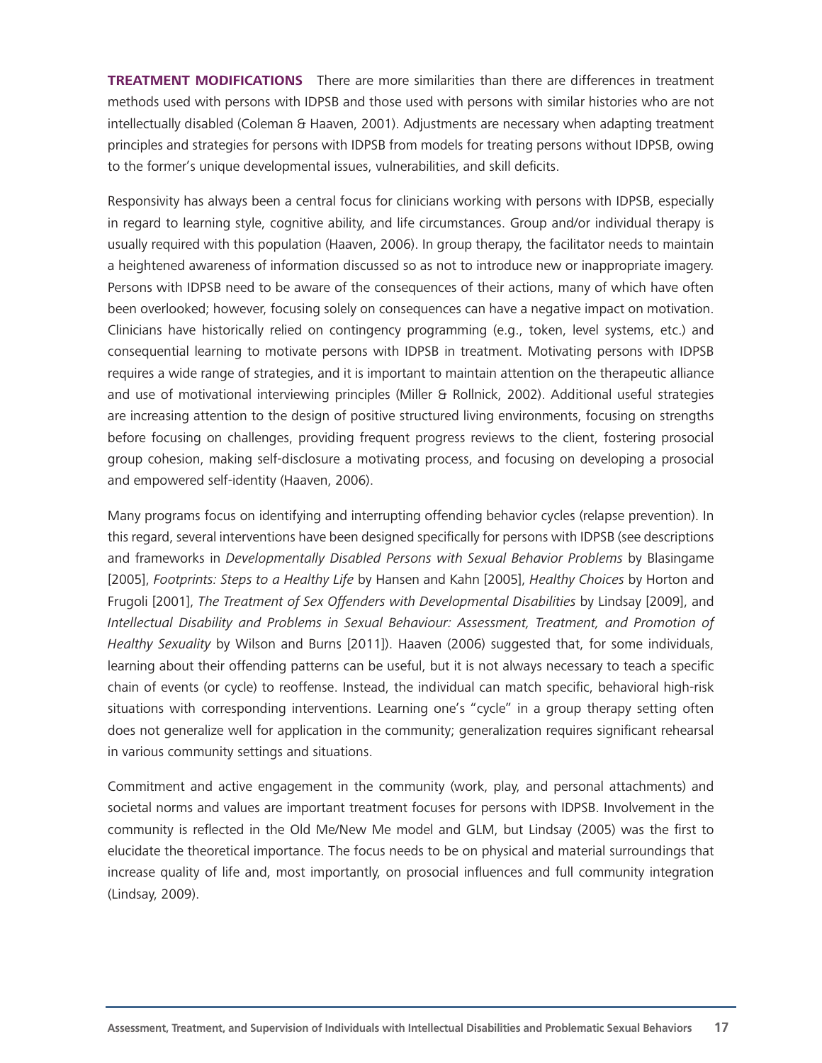**TREATMENT MODIFICATIONS** There are more similarities than there are differences in treatment methods used with persons with IDPSB and those used with persons with similar histories who are not intellectually disabled (Coleman & Haaven, 2001). Adjustments are necessary when adapting treatment principles and strategies for persons with IDPSB from models for treating persons without IDPSB, owing to the former's unique developmental issues, vulnerabilities, and skill deficits.

Responsivity has always been a central focus for clinicians working with persons with IDPSB, especially in regard to learning style, cognitive ability, and life circumstances. Group and/or individual therapy is usually required with this population (Haaven, 2006). In group therapy, the facilitator needs to maintain a heightened awareness of information discussed so as not to introduce new or inappropriate imagery. Persons with IDPSB need to be aware of the consequences of their actions, many of which have often been overlooked; however, focusing solely on consequences can have a negative impact on motivation. Clinicians have historically relied on contingency programming (e.g., token, level systems, etc.) and consequential learning to motivate persons with IDPSB in treatment. Motivating persons with IDPSB requires a wide range of strategies, and it is important to maintain attention on the therapeutic alliance and use of motivational interviewing principles (Miller & Rollnick, 2002). Additional useful strategies are increasing attention to the design of positive structured living environments, focusing on strengths before focusing on challenges, providing frequent progress reviews to the client, fostering prosocial group cohesion, making self-disclosure a motivating process, and focusing on developing a prosocial and empowered self-identity (Haaven, 2006).

Many programs focus on identifying and interrupting offending behavior cycles (relapse prevention). In this regard, several interventions have been designed specifically for persons with IDPSB (see descriptions and frameworks in *Developmentally Disabled Persons with Sexual Behavior Problems* by Blasingame [2005], *Footprints: Steps to a Healthy Life* by Hansen and Kahn [2005], *Healthy Choices* by Horton and Frugoli [2001], *The Treatment of Sex Offenders with Developmental Disabilities* by Lindsay [2009], and *Intellectual Disability and Problems in Sexual Behaviour: Assessment, Treatment, and Promotion of Healthy Sexuality* by Wilson and Burns [2011]). Haaven (2006) suggested that, for some individuals, learning about their offending patterns can be useful, but it is not always necessary to teach a specific chain of events (or cycle) to reoffense. Instead, the individual can match specific, behavioral high-risk situations with corresponding interventions. Learning one's "cycle" in a group therapy setting often does not generalize well for application in the community; generalization requires significant rehearsal in various community settings and situations.

Commitment and active engagement in the community (work, play, and personal attachments) and societal norms and values are important treatment focuses for persons with IDPSB. Involvement in the community is reflected in the Old Me/New Me model and GLM, but Lindsay (2005) was the first to elucidate the theoretical importance. The focus needs to be on physical and material surroundings that increase quality of life and, most importantly, on prosocial influences and full community integration (Lindsay, 2009).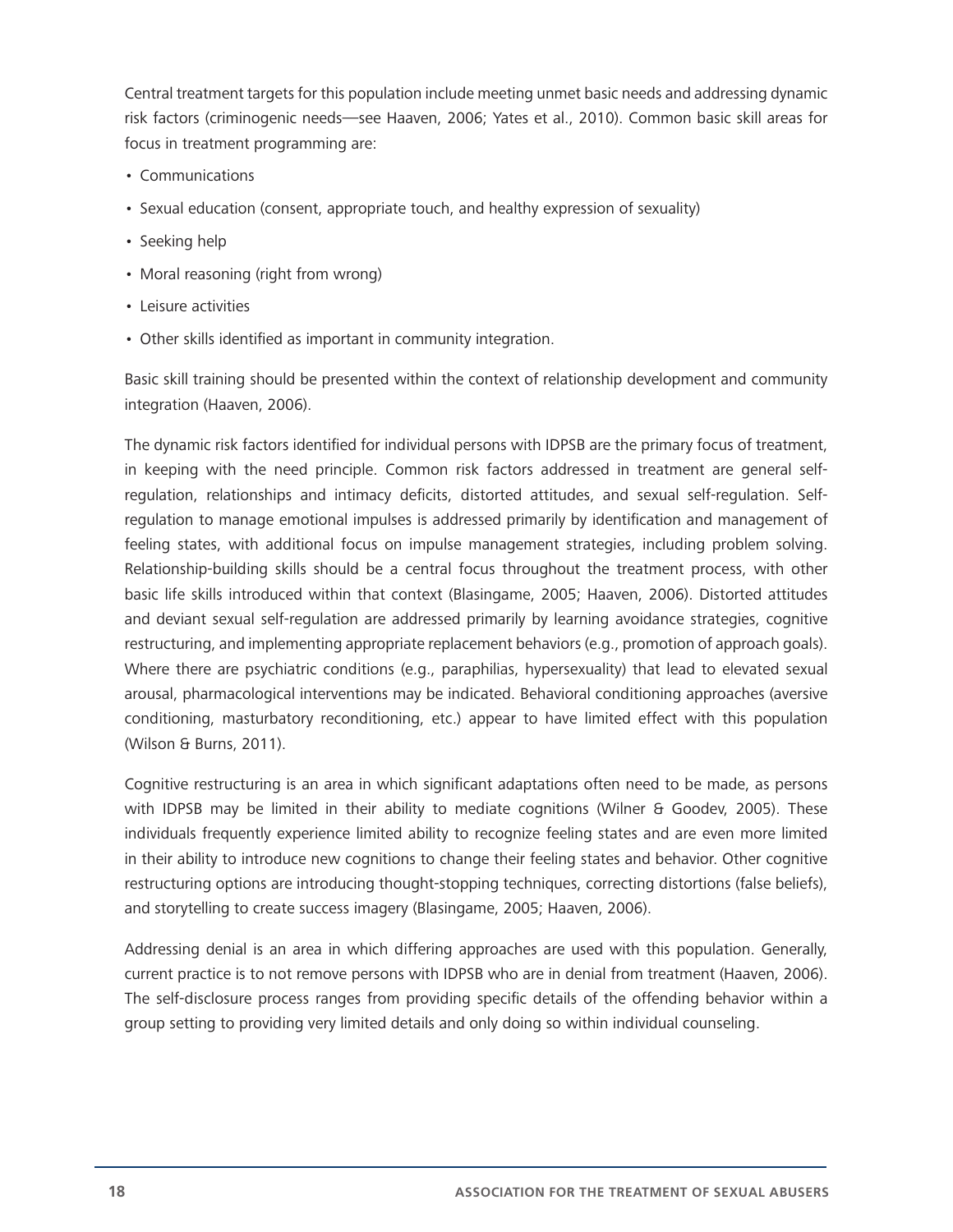Central treatment targets for this population include meeting unmet basic needs and addressing dynamic risk factors (criminogenic needs—see Haaven, 2006; Yates et al., 2010). Common basic skill areas for focus in treatment programming are:

- Communications
- Sexual education (consent, appropriate touch, and healthy expression of sexuality)
- Seeking help
- Moral reasoning (right from wrong)
- Leisure activities
- Other skills identified as important in community integration.

Basic skill training should be presented within the context of relationship development and community integration (Haaven, 2006).

The dynamic risk factors identified for individual persons with IDPSB are the primary focus of treatment, in keeping with the need principle. Common risk factors addressed in treatment are general self-regulation, relationships and intimacy deficits, distorted attitudes, and sexual self-regulation. Self-regulation to manage emotional impulses is addressed primarily by identification and management of feeling states, with additional focus on impulse management strategies, including problem solving. Relationship-building skills should be a central focus throughout the treatment process, with other basic life skills introduced within that context (Blasingame, 2005; Haaven, 2006). Distorted attitudes and deviant sexual self-regulation are addressed primarily by learning avoidance strategies, cognitive restructuring, and implementing appropriate replacement behaviors (e.g., promotion of approach goals). Where there are psychiatric conditions (e.g., paraphilias, hypersexuality) that lead to elevated sexual arousal, pharmacological interventions may be indicated. Behavioral conditioning approaches (aversive conditioning, masturbatory reconditioning, etc.) appear to have limited effect with this population (Wilson & Burns, 2011).

Cognitive restructuring is an area in which significant adaptations often need to be made, as persons with IDPSB may be limited in their ability to mediate cognitions (Wilner & Goodev, 2005). These individuals frequently experience limited ability to recognize feeling states and are even more limited in their ability to introduce new cognitions to change their feeling states and behavior. Other cognitive restructuring options are introducing thought-stopping techniques, correcting distortions (false beliefs), and storytelling to create success imagery (Blasingame, 2005; Haaven, 2006).

Addressing denial is an area in which differing approaches are used with this population. Generally, current practice is to not remove persons with IDPSB who are in denial from treatment (Haaven, 2006). The self-disclosure process ranges from providing specific details of the offending behavior within a group setting to providing very limited details and only doing so within individual counseling.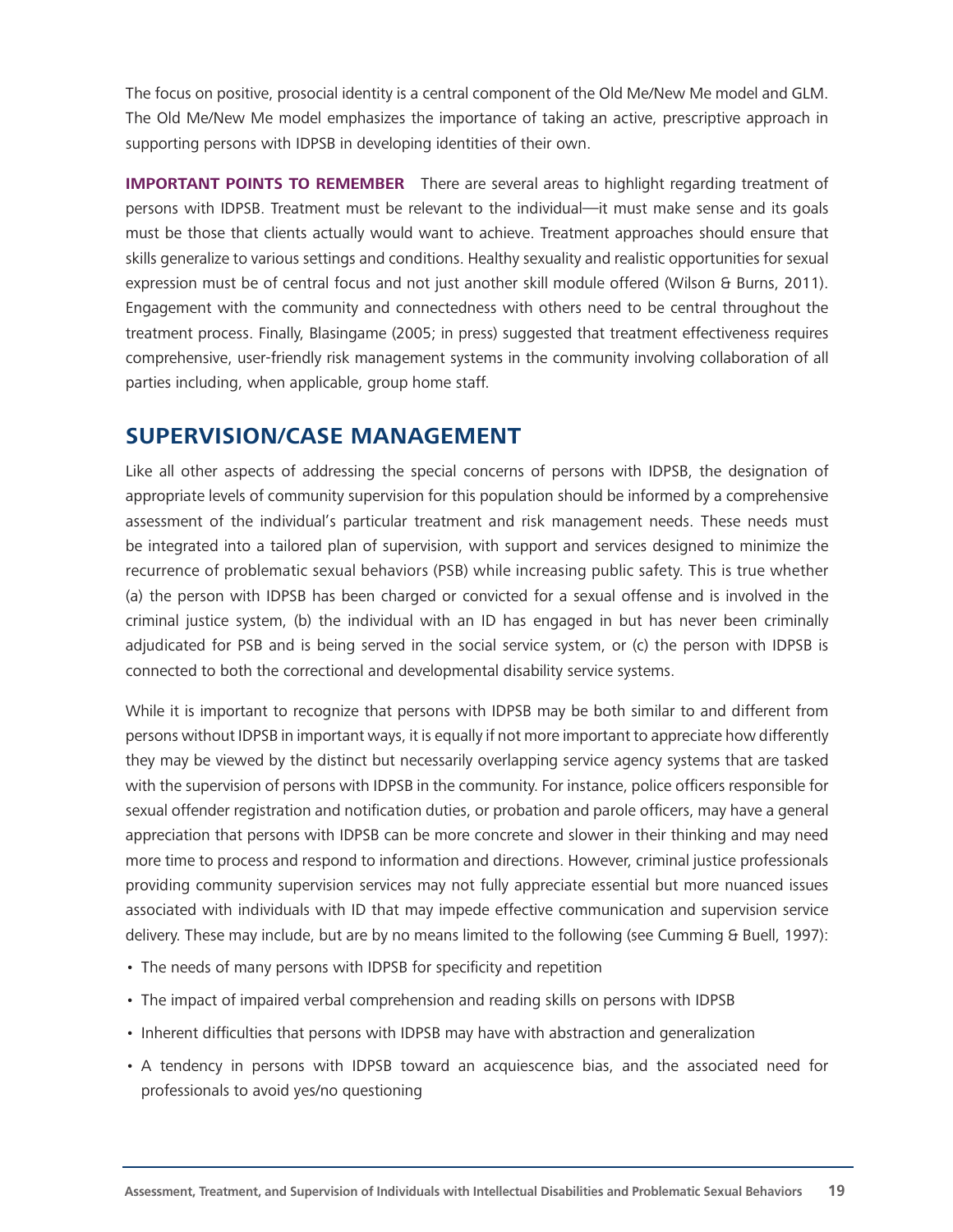The focus on positive, prosocial identity is a central component of the Old Me/New Me model and GLM. The Old Me/New Me model emphasizes the importance of taking an active, prescriptive approach in supporting persons with IDPSB in developing identities of their own.

**IMPORTANT POINTS TO REMEMBER** There are several areas to highlight regarding treatment of persons with IDPSB. Treatment must be relevant to the individual—it must make sense and its goals must be those that clients actually would want to achieve. Treatment approaches should ensure that skills generalize to various settings and conditions. Healthy sexuality and realistic opportunities for sexual expression must be of central focus and not just another skill module offered (Wilson & Burns, 2011). Engagement with the community and connectedness with others need to be central throughout the treatment process. Finally, Blasingame (2005; in press) suggested that treatment effectiveness requires comprehensive, user-friendly risk management systems in the community involving collaboration of all parties including, when applicable, group home staff.

## SUPERVISION/CASE MANAGEMENT

Like all other aspects of addressing the special concerns of persons with IDPSB, the designation of appropriate levels of community supervision for this population should be informed by a comprehensive assessment of the individual's particular treatment and risk management needs. These needs must be integrated into a tailored plan of supervision, with support and services designed to minimize the recurrence of problematic sexual behaviors (PSB) while increasing public safety. This is true whether (a) the person with IDPSB has been charged or convicted for a sexual offense and is involved in the criminal justice system, (b) the individual with an ID has engaged in but has never been criminally adjudicated for PSB and is being served in the social service system, or (c) the person with IDPSB is connected to both the correctional and developmental disability service systems.

While it is important to recognize that persons with IDPSB may be both similar to and different from persons without IDPSB in important ways, it is equally if not more important to appreciate how differently they may be viewed by the distinct but necessarily overlapping service agency systems that are tasked with the supervision of persons with IDPSB in the community. For instance, police officers responsible for sexual offender registration and notification duties, or probation and parole officers, may have a general appreciation that persons with IDPSB can be more concrete and slower in their thinking and may need more time to process and respond to information and directions. However, criminal justice professionals providing community supervision services may not fully appreciate essential but more nuanced issues associated with individuals with ID that may impede effective communication and supervision service delivery. These may include, but are by no means limited to the following (see Cumming & Buell, 1997):

- The needs of many persons with IDPSB for specificity and repetition
- The impact of impaired verbal comprehension and reading skills on persons with IDPSB
- Inherent difficulties that persons with IDPSB may have with abstraction and generalization
- A tendency in persons with IDPSB toward an acquiescence bias, and the associated need for professionals to avoid yes/no questioning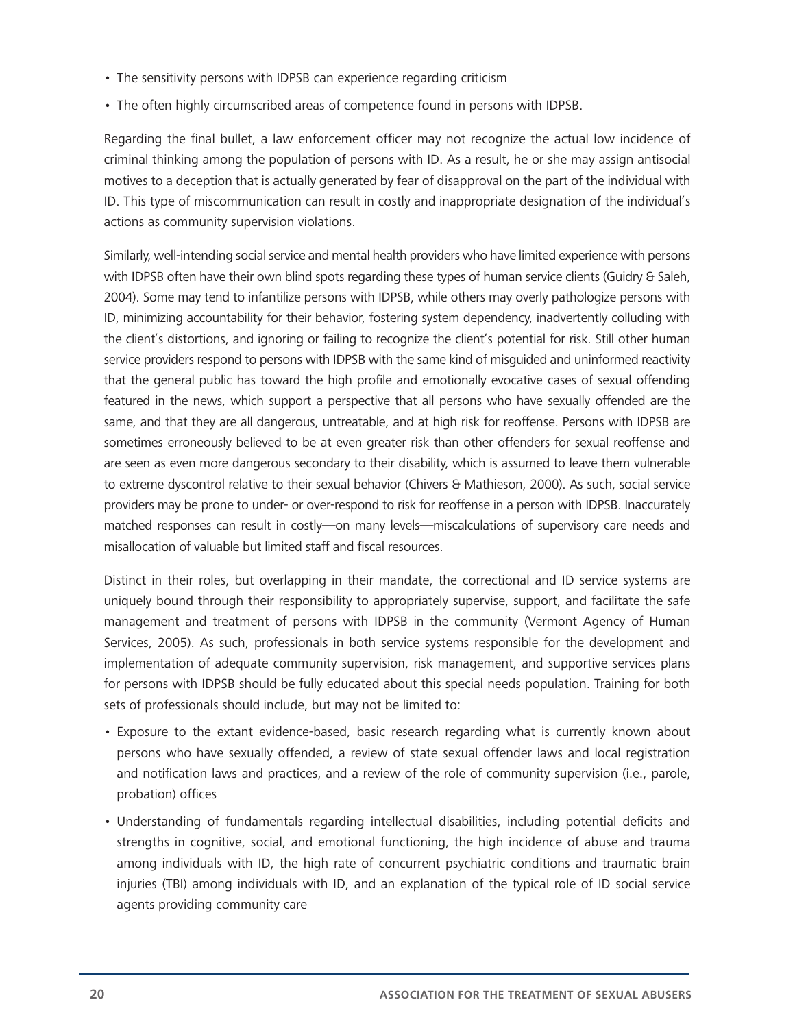- The sensitivity persons with IDPSB can experience regarding criticism
- The often highly circumscribed areas of competence found in persons with IDPSB.

Regarding the final bullet, a law enforcement officer may not recognize the actual low incidence of criminal thinking among the population of persons with ID. As a result, he or she may assign antisocial motives to a deception that is actually generated by fear of disapproval on the part of the individual with ID. This type of miscommunication can result in costly and inappropriate designation of the individual's actions as community supervision violations.

Similarly, well-intending social service and mental health providers who have limited experience with persons with IDPSB often have their own blind spots regarding these types of human service clients (Guidry & Saleh, 2004). Some may tend to infantilize persons with IDPSB, while others may overly pathologize persons with ID, minimizing accountability for their behavior, fostering system dependency, inadvertently colluding with the client's distortions, and ignoring or failing to recognize the client's potential for risk. Still other human service providers respond to persons with IDPSB with the same kind of misguided and uninformed reactivity that the general public has toward the high profile and emotionally evocative cases of sexual offending featured in the news, which support a perspective that all persons who have sexually offended are the same, and that they are all dangerous, untreatable, and at high risk for reoffense. Persons with IDPSB are sometimes erroneously believed to be at even greater risk than other offenders for sexual reoffense and are seen as even more dangerous secondary to their disability, which is assumed to leave them vulnerable to extreme dyscontrol relative to their sexual behavior (Chivers & Mathieson, 2000). As such, social service providers may be prone to under- or over-respond to risk for reoffense in a person with IDPSB. Inaccurately matched responses can result in costly—on many levels—miscalculations of supervisory care needs and misallocation of valuable but limited staff and fiscal resources.

Distinct in their roles, but overlapping in their mandate, the correctional and ID service systems are uniquely bound through their responsibility to appropriately supervise, support, and facilitate the safe management and treatment of persons with IDPSB in the community (Vermont Agency of Human Services, 2005). As such, professionals in both service systems responsible for the development and implementation of adequate community supervision, risk management, and supportive services plans for persons with IDPSB should be fully educated about this special needs population. Training for both sets of professionals should include, but may not be limited to:

- Exposure to the extant evidence-based, basic research regarding what is currently known about persons who have sexually offended, a review of state sexual offender laws and local registration and notification laws and practices, and a review of the role of community supervision (i.e., parole, probation) offices
- Understanding of fundamentals regarding intellectual disabilities, including potential deficits and strengths in cognitive, social, and emotional functioning, the high incidence of abuse and trauma among individuals with ID, the high rate of concurrent psychiatric conditions and traumatic brain injuries (TBI) among individuals with ID, and an explanation of the typical role of ID social service agents providing community care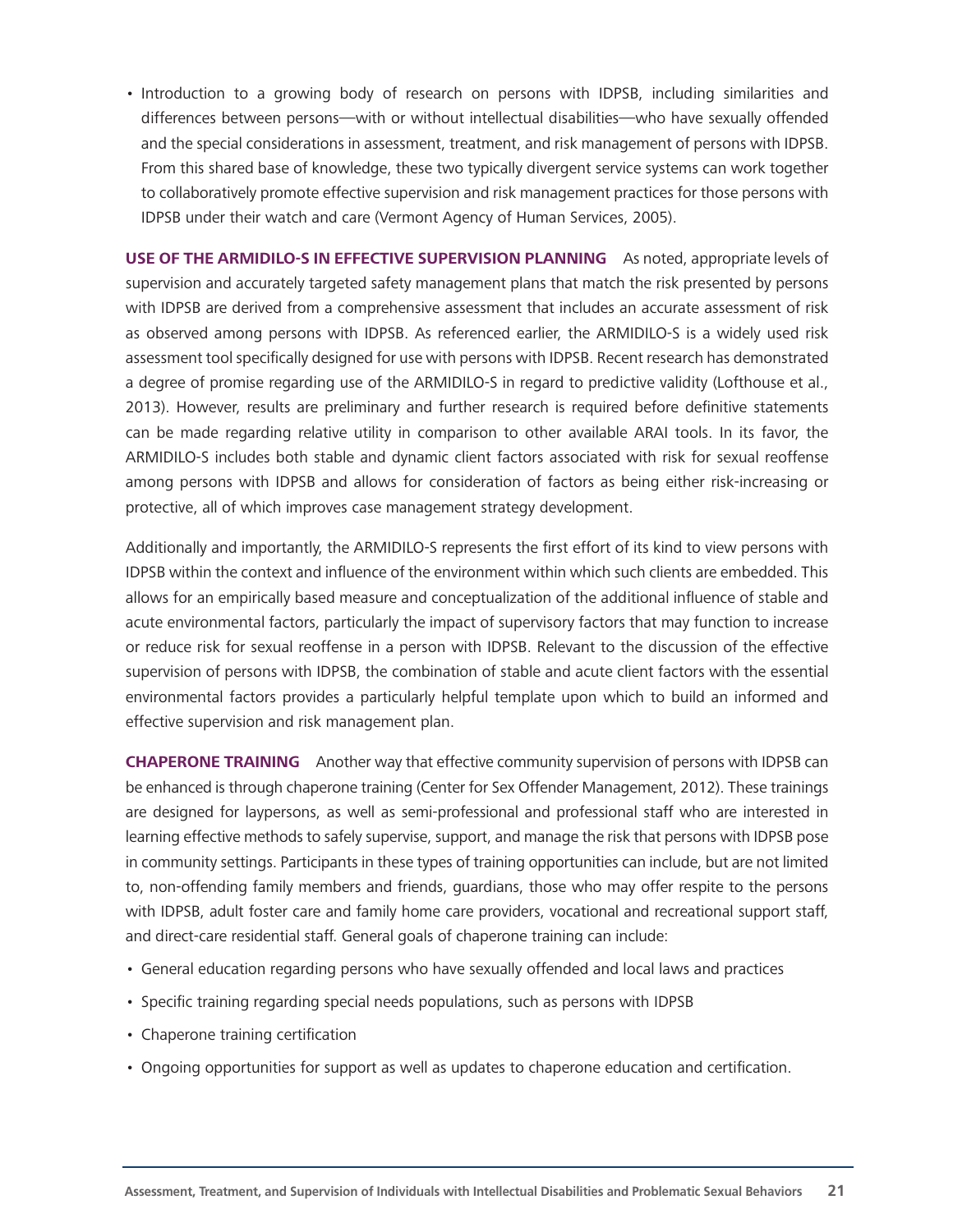- Introduction to a growing body of research on persons with IDPSB, including similarities and differences between persons—with or without intellectual disabilities—who have sexually offended and the special considerations in assessment, treatment, and risk management of persons with IDPSB. From this shared base of knowledge, these two typically divergent service systems can work together to collaboratively promote effective supervision and risk management practices for those persons with IDPSB under their watch and care (Vermont Agency of Human Services, 2005).

**USE OF THE ARMIDILO-S IN EFFECTIVE SUPERVISION PLANNING** As noted, appropriate levels of supervision and accurately targeted safety management plans that match the risk presented by persons with IDPSB are derived from a comprehensive assessment that includes an accurate assessment of risk as observed among persons with IDPSB. As referenced earlier, the ARMIDILO-S is a widely used risk assessment tool specifically designed for use with persons with IDPSB. Recent research has demonstrated a degree of promise regarding use of the ARMIDILO-S in regard to predictive validity (Lofthouse et al., 2013). However, results are preliminary and further research is required before definitive statements can be made regarding relative utility in comparison to other available ARAI tools. In its favor, the ARMIDILO-S includes both stable and dynamic client factors associated with risk for sexual reoffense among persons with IDPSB and allows for consideration of factors as being either risk-increasing or protective, all of which improves case management strategy development.

Additionally and importantly, the ARMIDILO-S represents the first effort of its kind to view persons with IDPSB within the context and influence of the environment within which such clients are embedded. This allows for an empirically based measure and conceptualization of the additional influence of stable and acute environmental factors, particularly the impact of supervisory factors that may function to increase or reduce risk for sexual reoffense in a person with IDPSB. Relevant to the discussion of the effective supervision of persons with IDPSB, the combination of stable and acute client factors with the essential environmental factors provides a particularly helpful template upon which to build an informed and effective supervision and risk management plan.

**CHAPERONE TRAINING** Another way that effective community supervision of persons with IDPSB can be enhanced is through chaperone training (Center for Sex Offender Management, 2012). These trainings are designed for laypersons, as well as semi-professional and professional staff who are interested in learning effective methods to safely supervise, support, and manage the risk that persons with IDPSB pose in community settings. Participants in these types of training opportunities can include, but are not limited to, non-offending family members and friends, guardians, those who may offer respite to the persons with IDPSB, adult foster care and family home care providers, vocational and recreational support staff, and direct-care residential staff. General goals of chaperone training can include:

- General education regarding persons who have sexually offended and local laws and practices
- Specific training regarding special needs populations, such as persons with IDPSB
- Chaperone training certification
- Ongoing opportunities for support as well as updates to chaperone education and certification.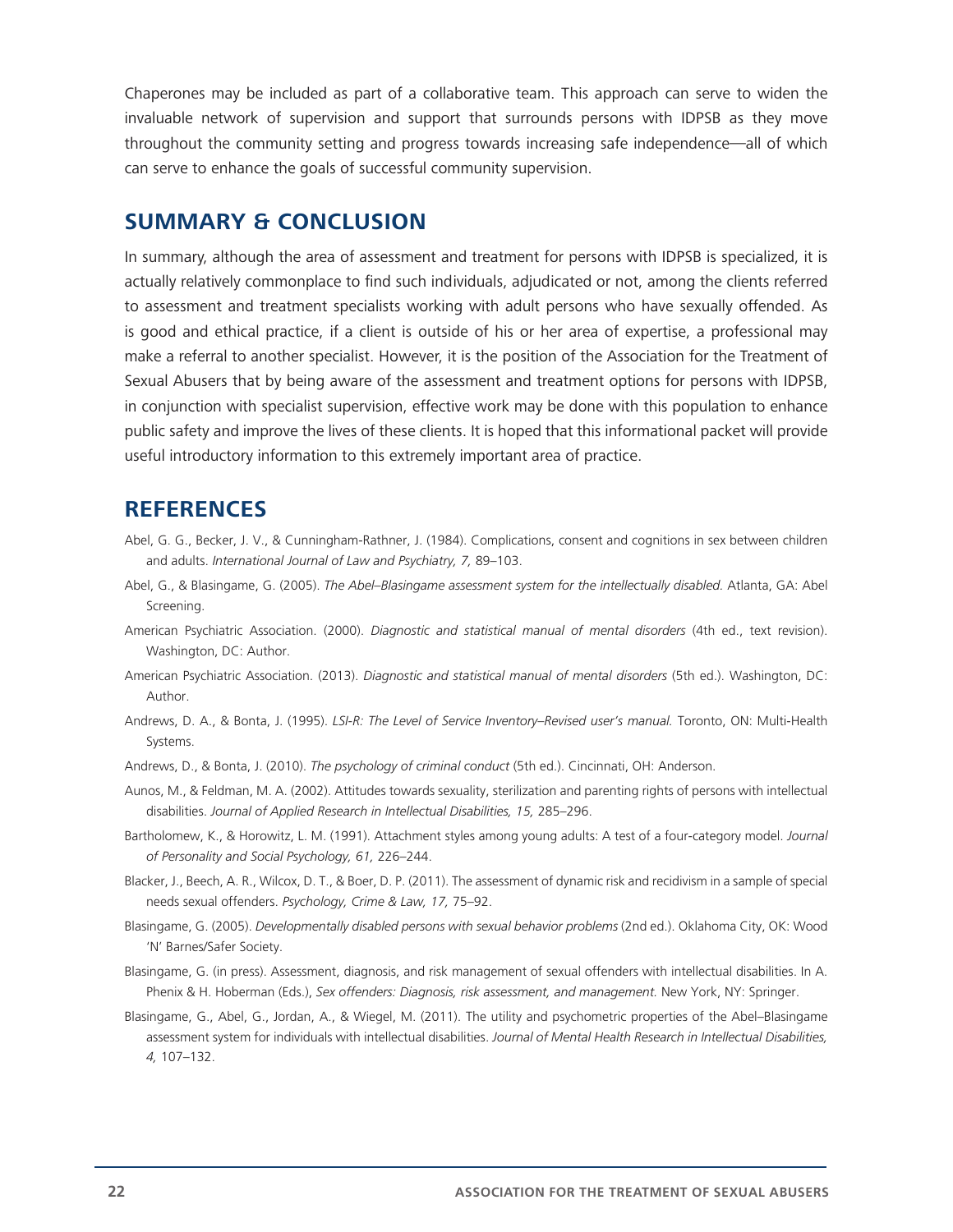Chaperones may be included as part of a collaborative team. This approach can serve to widen the invaluable network of supervision and support that surrounds persons with IDPSB as they move throughout the community setting and progress towards increasing safe independence—all of which can serve to enhance the goals of successful community supervision.

## SUMMARY & CONCLUSION

In summary, although the area of assessment and treatment for persons with IDPSB is specialized, it is actually relatively commonplace to find such individuals, adjudicated or not, among the clients referred to assessment and treatment specialists working with adult persons who have sexually offended. As is good and ethical practice, if a client is outside of his or her area of expertise, a professional may make a referral to another specialist. However, it is the position of the Association for the Treatment of Sexual Abusers that by being aware of the assessment and treatment options for persons with IDPSB, in conjunction with specialist supervision, effective work may be done with this population to enhance public safety and improve the lives of these clients. It is hoped that this informational packet will provide useful introductory information to this extremely important area of practice.

## REFERENCES

Abel, G. G., Becker, J. V., & Cunningham-Rathner, J. (1984). Complications, consent and cognitions in sex between children and adults. *International Journal of Law and Psychiatry, 7,* 89–103.

Abel, G., & Blasingame, G. (2005). *The Abel–Blasingame assessment system for the intellectually disabled.* Atlanta, GA: Abel Screening.

American Psychiatric Association. (2000). *Diagnostic and statistical manual of mental disorders* (4th ed., text revision). Washington, DC: Author.

American Psychiatric Association. (2013). *Diagnostic and statistical manual of mental disorders* (5th ed.). Washington, DC: Author.

Andrews, D. A., & Bonta, J. (1995). *LSI-R: The Level of Service Inventory–Revised user's manual.* Toronto, ON: Multi-Health Systems.

Andrews, D., & Bonta, J. (2010). *The psychology of criminal conduct* (5th ed.). Cincinnati, OH: Anderson.

Aunos, M., & Feldman, M. A. (2002). Attitudes towards sexuality, sterilization and parenting rights of persons with intellectual disabilities. *Journal of Applied Research in Intellectual Disabilities, 15,* 285–296.

Bartholomew, K., & Horowitz, L. M. (1991). Attachment styles among young adults: A test of a four-category model. *Journal of Personality and Social Psychology, 61,* 226–244.

Blacker, J., Beech, A. R., Wilcox, D. T., & Boer, D. P. (2011). The assessment of dynamic risk and recidivism in a sample of special needs sexual offenders. *Psychology, Crime & Law, 17,* 75–92.

Blasingame, G. (2005). *Developmentally disabled persons with sexual behavior problems* (2nd ed.). Oklahoma City, OK: Wood 'N' Barnes/Safer Society.

Blasingame, G. (in press). Assessment, diagnosis, and risk management of sexual offenders with intellectual disabilities. In A. Phenix & H. Hoberman (Eds.), *Sex offenders: Diagnosis, risk assessment, and management.* New York, NY: Springer.

Blasingame, G., Abel, G., Jordan, A., & Wiegel, M. (2011). The utility and psychometric properties of the Abel–Blasingame assessment system for individuals with intellectual disabilities. *Journal of Mental Health Research in Intellectual Disabilities, 4,* 107–132.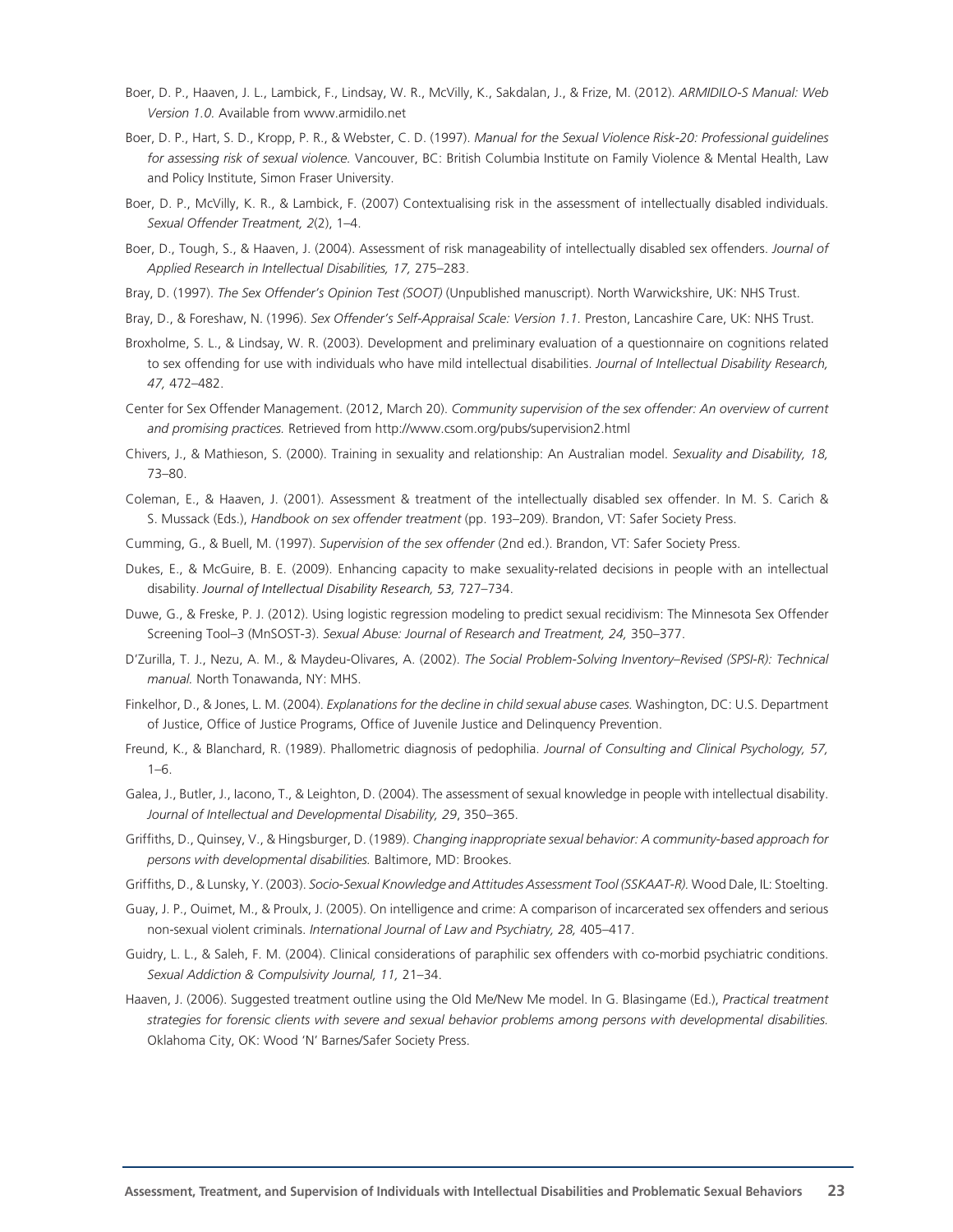Boer, D. P., Haaven, J. L., Lambick, F., Lindsay, W. R., McVilly, K., Sakdalan, J., & Frize, M. (2012). *ARMIDILO-S Manual: Web Version 1.0.* Available from www.armidilo.net

Boer, D. P., Hart, S. D., Kropp, P. R., & Webster, C. D. (1997). *Manual for the Sexual Violence Risk-20: Professional guidelines for assessing risk of sexual violence.* Vancouver, BC: British Columbia Institute on Family Violence & Mental Health, Law and Policy Institute, Simon Fraser University.

Boer, D. P., McVilly, K. R., & Lambick, F. (2007) Contextualising risk in the assessment of intellectually disabled individuals. *Sexual Offender Treatment, 2*(2), 1–4.

Boer, D., Tough, S., & Haaven, J. (2004). Assessment of risk manageability of intellectually disabled sex offenders. *Journal of Applied Research in Intellectual Disabilities, 17,* 275–283.

Bray, D. (1997). *The Sex Offender's Opinion Test (SOOT)* (Unpublished manuscript). North Warwickshire, UK: NHS Trust.

Bray, D., & Foreshaw, N. (1996). *Sex Offender's Self-Appraisal Scale: Version 1.1.* Preston, Lancashire Care, UK: NHS Trust.

Broxholme, S. L., & Lindsay, W. R. (2003). Development and preliminary evaluation of a questionnaire on cognitions related to sex offending for use with individuals who have mild intellectual disabilities. *Journal of Intellectual Disability Research, 47,* 472–482.

Center for Sex Offender Management. (2012, March 20). *Community supervision of the sex offender: An overview of current and promising practices.* Retrieved from http://www.csom.org/pubs/supervision2.html

Chivers, J., & Mathieson, S. (2000). Training in sexuality and relationship: An Australian model. *Sexuality and Disability, 18,* 73–80.

Coleman, E., & Haaven, J. (2001). Assessment & treatment of the intellectually disabled sex offender. In M. S. Carich & S. Mussack (Eds.), *Handbook on sex offender treatment* (pp. 193–209). Brandon, VT: Safer Society Press.

Cumming, G., & Buell, M. (1997). *Supervision of the sex offender* (2nd ed.). Brandon, VT: Safer Society Press.

Dukes, E., & McGuire, B. E. (2009). Enhancing capacity to make sexuality-related decisions in people with an intellectual disability. *Journal of Intellectual Disability Research, 53,* 727–734.

Duwe, G., & Freske, P. J. (2012). Using logistic regression modeling to predict sexual recidivism: The Minnesota Sex Offender Screening Tool–3 (MnSOST-3). *Sexual Abuse: Journal of Research and Treatment, 24,* 350–377.

D'Zurilla, T. J., Nezu, A. M., & Maydeu-Olivares, A. (2002). *The Social Problem-Solving Inventory–Revised (SPSI-R): Technical manual.* North Tonawanda, NY: MHS.

Finkelhor, D., & Jones, L. M. (2004). *Explanations for the decline in child sexual abuse cases.* Washington, DC: U.S. Department of Justice, Office of Justice Programs, Office of Juvenile Justice and Delinquency Prevention.

Freund, K., & Blanchard, R. (1989). Phallometric diagnosis of pedophilia. *Journal of Consulting and Clinical Psychology, 57,* 1–6.

Galea, J., Butler, J., Iacono, T., & Leighton, D. (2004). The assessment of sexual knowledge in people with intellectual disability. *Journal of Intellectual and Developmental Disability, 29*, 350–365.

Griffiths, D., Quinsey, V., & Hingsburger, D. (1989). *Changing inappropriate sexual behavior: A community-based approach for persons with developmental disabilities.* Baltimore, MD: Brookes.

Griffiths, D., & Lunsky, Y. (2003). *Socio-Sexual Knowledge and Attitudes Assessment Tool (SSKAAT-R).* Wood Dale, IL: Stoelting.

Guay, J. P., Ouimet, M., & Proulx, J. (2005). On intelligence and crime: A comparison of incarcerated sex offenders and serious non-sexual violent criminals. *International Journal of Law and Psychiatry, 28,* 405–417.

Guidry, L. L., & Saleh, F. M. (2004). Clinical considerations of paraphilic sex offenders with co-morbid psychiatric conditions. *Sexual Addiction & Compulsivity Journal, 11,* 21–34.

Haaven, J. (2006). Suggested treatment outline using the Old Me/New Me model. In G. Blasingame (Ed.), *Practical treatment strategies for forensic clients with severe and sexual behavior problems among persons with developmental disabilities.* Oklahoma City, OK: Wood 'N' Barnes/Safer Society Press.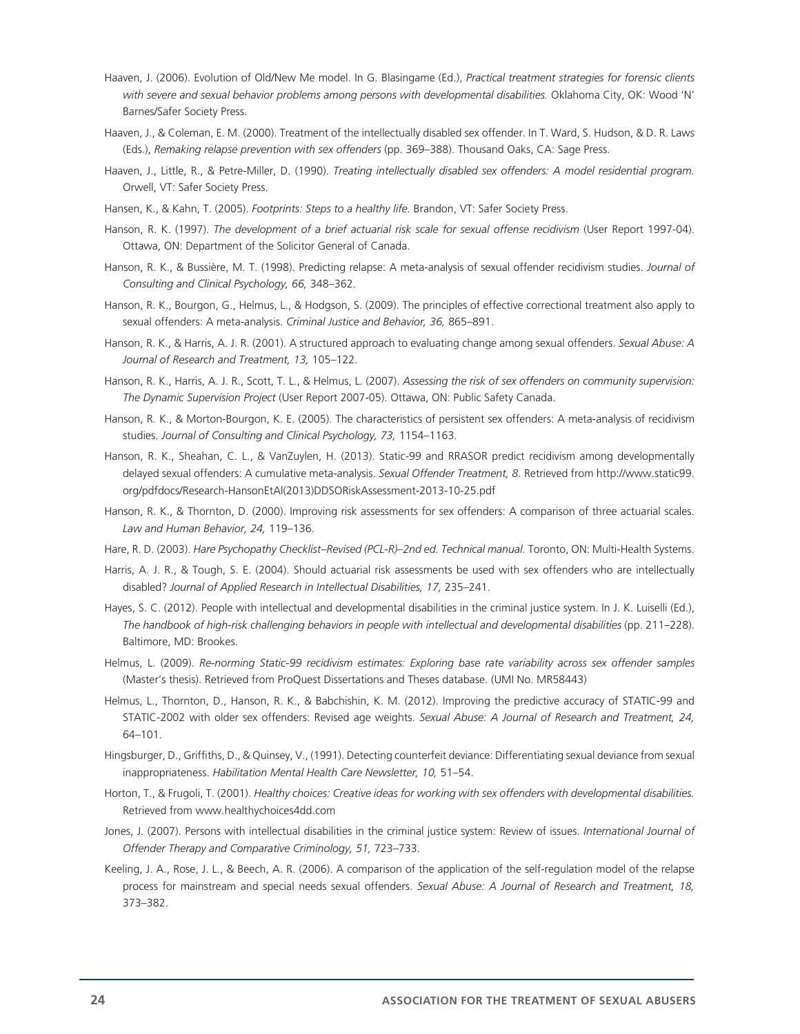Haaven, J. (2006). Evolution of Old/New Me model. In G. Blasingame (Ed.), *Practical treatment strategies for forensic clients with severe and sexual behavior problems among persons with developmental disabilities.* Oklahoma City, OK: Wood 'N' Barnes/Safer Society Press.

Haaven, J., & Coleman, E. M. (2000). Treatment of the intellectually disabled sex offender. In T. Ward, S. Hudson, & D. R. Laws (Eds.), *Remaking relapse prevention with sex offenders* (pp. 369–388). Thousand Oaks, CA: Sage Press.

Haaven, J., Little, R., & Petre-Miller, D. (1990). *Treating intellectually disabled sex offenders: A model residential program.* Orwell, VT: Safer Society Press.

Hansen, K., & Kahn, T. (2005). *Footprints: Steps to a healthy life.* Brandon, VT: Safer Society Press.

Hanson, R. K. (1997). *The development of a brief actuarial risk scale for sexual offense recidivism* (User Report 1997-04). Ottawa, ON: Department of the Solicitor General of Canada.

Hanson, R. K., & Bussière, M. T. (1998). Predicting relapse: A meta-analysis of sexual offender recidivism studies. *Journal of Consulting and Clinical Psychology, 66,* 348–362.

Hanson, R. K., Bourgon, G., Helmus, L., & Hodgson, S. (2009). The principles of effective correctional treatment also apply to sexual offenders: A meta-analysis. *Criminal Justice and Behavior, 36,* 865–891.

Hanson, R. K., & Harris, A. J. R. (2001). A structured approach to evaluating change among sexual offenders. *Sexual Abuse: A Journal of Research and Treatment, 13,* 105–122.

Hanson, R. K., Harris, A. J. R., Scott, T. L., & Helmus, L. (2007). *Assessing the risk of sex offenders on community supervision: The Dynamic Supervision Project* (User Report 2007-05). Ottawa, ON: Public Safety Canada.

Hanson, R. K., & Morton-Bourgon, K. E. (2005). The characteristics of persistent sex offenders: A meta-analysis of recidivism studies. *Journal of Consulting and Clinical Psychology, 73,* 1154–1163.

Hanson, R. K., Sheahan, C. L., & VanZuylen, H. (2013). Static-99 and RRASOR predict recidivism among developmentally delayed sexual offenders: A cumulative meta-analysis. *Sexual Offender Treatment, 8.* Retrieved from http://www.static99.org/pdfdocs/Research-HansonEtAl(2013)DDSORiskAssessment-2013-10-25.pdf

Hanson, R. K., & Thornton, D. (2000). Improving risk assessments for sex offenders: A comparison of three actuarial scales. *Law and Human Behavior, 24,* 119–136.

Hare, R. D. (2003). *Hare Psychopathy Checklist–Revised (PCL-R)–2nd ed. Technical manual.* Toronto, ON: Multi-Health Systems.

Harris, A. J. R., & Tough, S. E. (2004). Should actuarial risk assessments be used with sex offenders who are intellectually disabled? *Journal of Applied Research in Intellectual Disabilities, 17,* 235–241.

Hayes, S. C. (2012). People with intellectual and developmental disabilities in the criminal justice system. In J. K. Luiselli (Ed.), *The handbook of high-risk challenging behaviors in people with intellectual and developmental disabilities* (pp. 211–228). Baltimore, MD: Brookes.

Helmus, L. (2009). *Re-norming Static-99 recidivism estimates: Exploring base rate variability across sex offender samples* (Master's thesis). Retrieved from ProQuest Dissertations and Theses database. (UMI No. MR58443)

Helmus, L., Thornton, D., Hanson, R. K., & Babchishin, K. M. (2012). Improving the predictive accuracy of STATIC-99 and STATIC-2002 with older sex offenders: Revised age weights. *Sexual Abuse: A Journal of Research and Treatment, 24,* 64–101.

Hingsburger, D., Griffiths, D., & Quinsey, V., (1991). Detecting counterfeit deviance: Differentiating sexual deviance from sexual inappropriateness. *Habilitation Mental Health Care Newsletter, 10,* 51–54.

Horton, T., & Frugoli, T. (2001). *Healthy choices: Creative ideas for working with sex offenders with developmental disabilities.* Retrieved from www.healthychoices4dd.com

Jones, J. (2007). Persons with intellectual disabilities in the criminal justice system: Review of issues. *International Journal of Offender Therapy and Comparative Criminology, 51,* 723–733.

Keeling, J. A., Rose, J. L., & Beech, A. R. (2006). A comparison of the application of the self-regulation model of the relapse process for mainstream and special needs sexual offenders. *Sexual Abuse: A Journal of Research and Treatment, 18,* 373–382.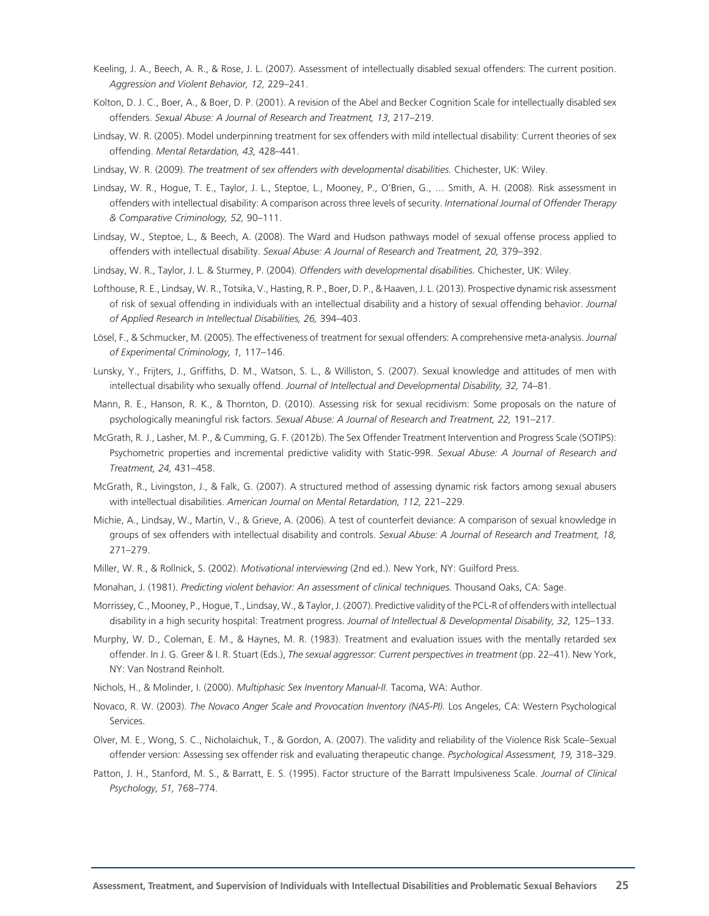Keeling, J. A., Beech, A. R., & Rose, J. L. (2007). Assessment of intellectually disabled sexual offenders: The current position. *Aggression and Violent Behavior, 12,* 229–241.

Kolton, D. J. C., Boer, A., & Boer, D. P. (2001). A revision of the Abel and Becker Cognition Scale for intellectually disabled sex offenders. *Sexual Abuse: A Journal of Research and Treatment, 13,* 217–219.

Lindsay, W. R. (2005). Model underpinning treatment for sex offenders with mild intellectual disability: Current theories of sex offending. *Mental Retardation, 43,* 428–441.

Lindsay, W. R. (2009). *The treatment of sex offenders with developmental disabilities.* Chichester, UK: Wiley.

Lindsay, W. R., Hogue, T. E., Taylor, J. L., Steptoe, L., Mooney, P., O'Brien, G., … Smith, A. H. (2008). Risk assessment in offenders with intellectual disability: A comparison across three levels of security. *International Journal of Offender Therapy & Comparative Criminology, 52,* 90–111.

Lindsay, W., Steptoe, L., & Beech, A. (2008). The Ward and Hudson pathways model of sexual offense process applied to offenders with intellectual disability. *Sexual Abuse: A Journal of Research and Treatment, 20,* 379–392.

Lindsay, W. R., Taylor, J. L. & Sturmey, P. (2004). *Offenders with developmental disabilities.* Chichester, UK: Wiley.

Lofthouse, R. E., Lindsay, W. R., Totsika, V., Hasting, R. P., Boer, D. P., & Haaven, J. L. (2013). Prospective dynamic risk assessment of risk of sexual offending in individuals with an intellectual disability and a history of sexual offending behavior. *Journal of Applied Research in Intellectual Disabilities, 26,* 394–403.

Lösel, F., & Schmucker, M. (2005). The effectiveness of treatment for sexual offenders: A comprehensive meta-analysis. *Journal of Experimental Criminology, 1,* 117–146.

Lunsky, Y., Frijters, J., Griffiths, D. M., Watson, S. L., & Williston, S. (2007). Sexual knowledge and attitudes of men with intellectual disability who sexually offend. *Journal of Intellectual and Developmental Disability, 32,* 74–81.

Mann, R. E., Hanson, R. K., & Thornton, D. (2010). Assessing risk for sexual recidivism: Some proposals on the nature of psychologically meaningful risk factors. *Sexual Abuse: A Journal of Research and Treatment, 22,* 191–217.

McGrath, R. J., Lasher, M. P., & Cumming, G. F. (2012b). The Sex Offender Treatment Intervention and Progress Scale (SOTIPS): Psychometric properties and incremental predictive validity with Static-99R. *Sexual Abuse: A Journal of Research and Treatment, 24,* 431–458.

McGrath, R., Livingston, J., & Falk, G. (2007). A structured method of assessing dynamic risk factors among sexual abusers with intellectual disabilities. *American Journal on Mental Retardation, 112,* 221–229.

Michie, A., Lindsay, W., Martin, V., & Grieve, A. (2006). A test of counterfeit deviance: A comparison of sexual knowledge in groups of sex offenders with intellectual disability and controls. *Sexual Abuse: A Journal of Research and Treatment, 18,* 271–279.

Miller, W. R., & Rollnick, S. (2002). *Motivational interviewing* (2nd ed.). New York, NY: Guilford Press.

Monahan, J. (1981). *Predicting violent behavior: An assessment of clinical techniques.* Thousand Oaks, CA: Sage.

Morrissey, C., Mooney, P., Hogue, T., Lindsay, W., & Taylor, J. (2007). Predictive validity of the PCL-R of offenders with intellectual disability in a high security hospital: Treatment progress. *Journal of Intellectual & Developmental Disability, 32,* 125–133.

Murphy, W. D., Coleman, E. M., & Haynes, M. R. (1983). Treatment and evaluation issues with the mentally retarded sex offender. In J. G. Greer & I. R. Stuart (Eds.), *The sexual aggressor: Current perspectives in treatment* (pp. 22–41). New York, NY: Van Nostrand Reinholt.

Nichols, H., & Molinder, I. (2000). *Multiphasic Sex Inventory Manual-II.* Tacoma, WA: Author.

Novaco, R. W. (2003). *The Novaco Anger Scale and Provocation Inventory (NAS-PI).* Los Angeles, CA: Western Psychological Services.

Olver, M. E., Wong, S. C., Nicholaichuk, T., & Gordon, A. (2007). The validity and reliability of the Violence Risk Scale–Sexual offender version: Assessing sex offender risk and evaluating therapeutic change. *Psychological Assessment, 19,* 318–329.

Patton, J. H., Stanford, M. S., & Barratt, E. S. (1995). Factor structure of the Barratt Impulsiveness Scale. *Journal of Clinical Psychology, 51,* 768–774.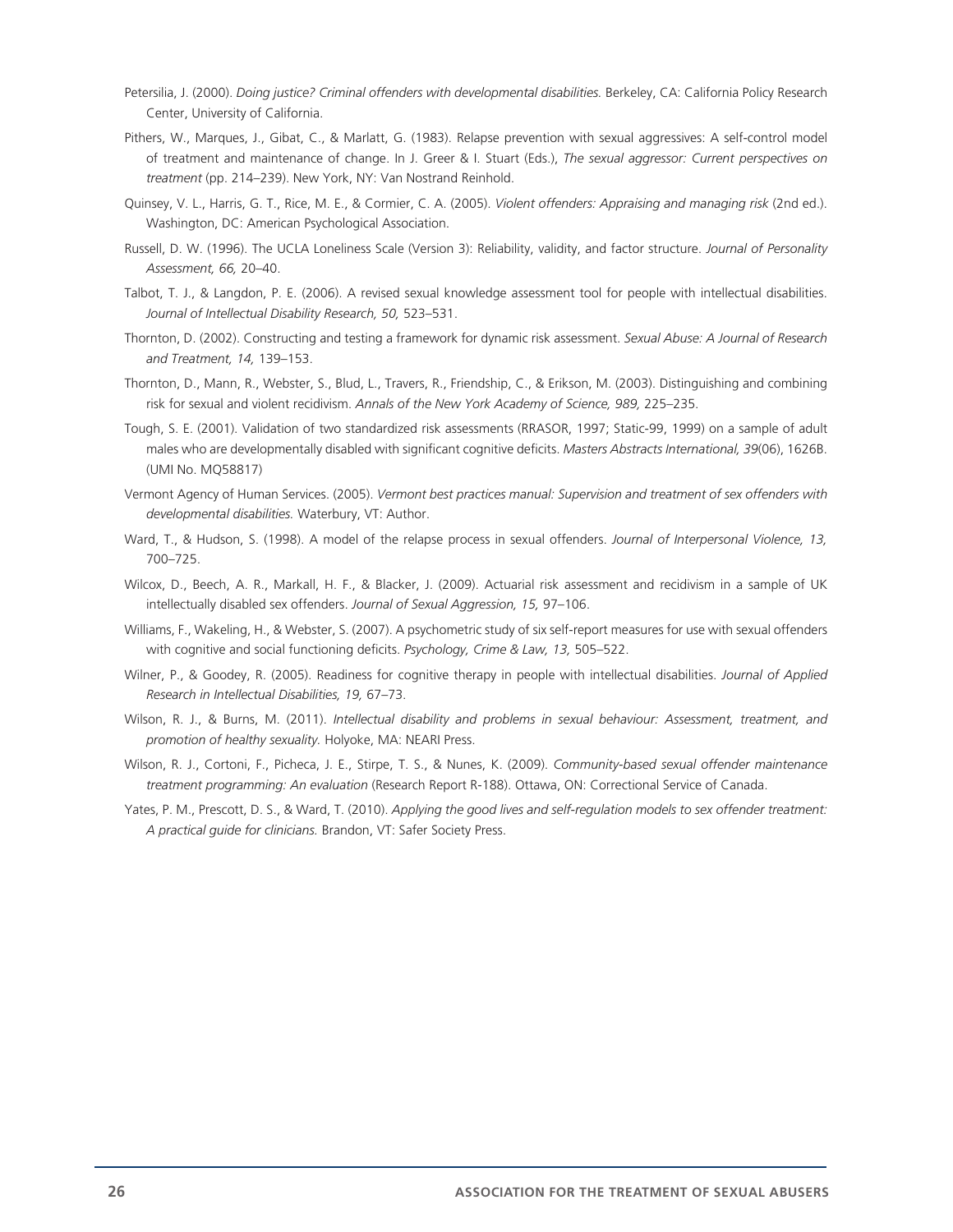Petersilia, J. (2000). *Doing justice? Criminal offenders with developmental disabilities.* Berkeley, CA: California Policy Research Center, University of California.

Pithers, W., Marques, J., Gibat, C., & Marlatt, G. (1983). Relapse prevention with sexual aggressives: A self-control model of treatment and maintenance of change. In J. Greer & I. Stuart (Eds.), *The sexual aggressor: Current perspectives on treatment* (pp. 214–239). New York, NY: Van Nostrand Reinhold.

Quinsey, V. L., Harris, G. T., Rice, M. E., & Cormier, C. A. (2005). *Violent offenders: Appraising and managing risk* (2nd ed.). Washington, DC: American Psychological Association.

Russell, D. W. (1996). The UCLA Loneliness Scale (Version 3): Reliability, validity, and factor structure. *Journal of Personality Assessment, 66,* 20–40.

Talbot, T. J., & Langdon, P. E. (2006). A revised sexual knowledge assessment tool for people with intellectual disabilities. *Journal of Intellectual Disability Research, 50,* 523–531.

Thornton, D. (2002). Constructing and testing a framework for dynamic risk assessment. *Sexual Abuse: A Journal of Research and Treatment, 14,* 139–153.

Thornton, D., Mann, R., Webster, S., Blud, L., Travers, R., Friendship, C., & Erikson, M. (2003). Distinguishing and combining risk for sexual and violent recidivism. *Annals of the New York Academy of Science, 989,* 225–235.

Tough, S. E. (2001). Validation of two standardized risk assessments (RRASOR, 1997; Static-99, 1999) on a sample of adult males who are developmentally disabled with significant cognitive deficits. *Masters Abstracts International, 39*(06), 1626B. (UMI No. MQ58817)

Vermont Agency of Human Services. (2005). *Vermont best practices manual: Supervision and treatment of sex offenders with developmental disabilities.* Waterbury, VT: Author.

Ward, T., & Hudson, S. (1998). A model of the relapse process in sexual offenders. *Journal of Interpersonal Violence, 13,* 700–725.

Wilcox, D., Beech, A. R., Markall, H. F., & Blacker, J. (2009). Actuarial risk assessment and recidivism in a sample of UK intellectually disabled sex offenders. *Journal of Sexual Aggression, 15,* 97–106.

Williams, F., Wakeling, H., & Webster, S. (2007). A psychometric study of six self-report measures for use with sexual offenders with cognitive and social functioning deficits. *Psychology, Crime & Law, 13,* 505–522.

Wilner, P., & Goodey, R. (2005). Readiness for cognitive therapy in people with intellectual disabilities. *Journal of Applied Research in Intellectual Disabilities, 19,* 67–73.

Wilson, R. J., & Burns, M. (2011). *Intellectual disability and problems in sexual behaviour: Assessment, treatment, and promotion of healthy sexuality.* Holyoke, MA: NEARI Press.

Wilson, R. J., Cortoni, F., Picheca, J. E., Stirpe, T. S., & Nunes, K. (2009). *Community-based sexual offender maintenance treatment programming: An evaluation* (Research Report R-188). Ottawa, ON: Correctional Service of Canada.

Yates, P. M., Prescott, D. S., & Ward, T. (2010). *Applying the good lives and self-regulation models to sex offender treatment: A practical guide for clinicians.* Brandon, VT: Safer Society Press.